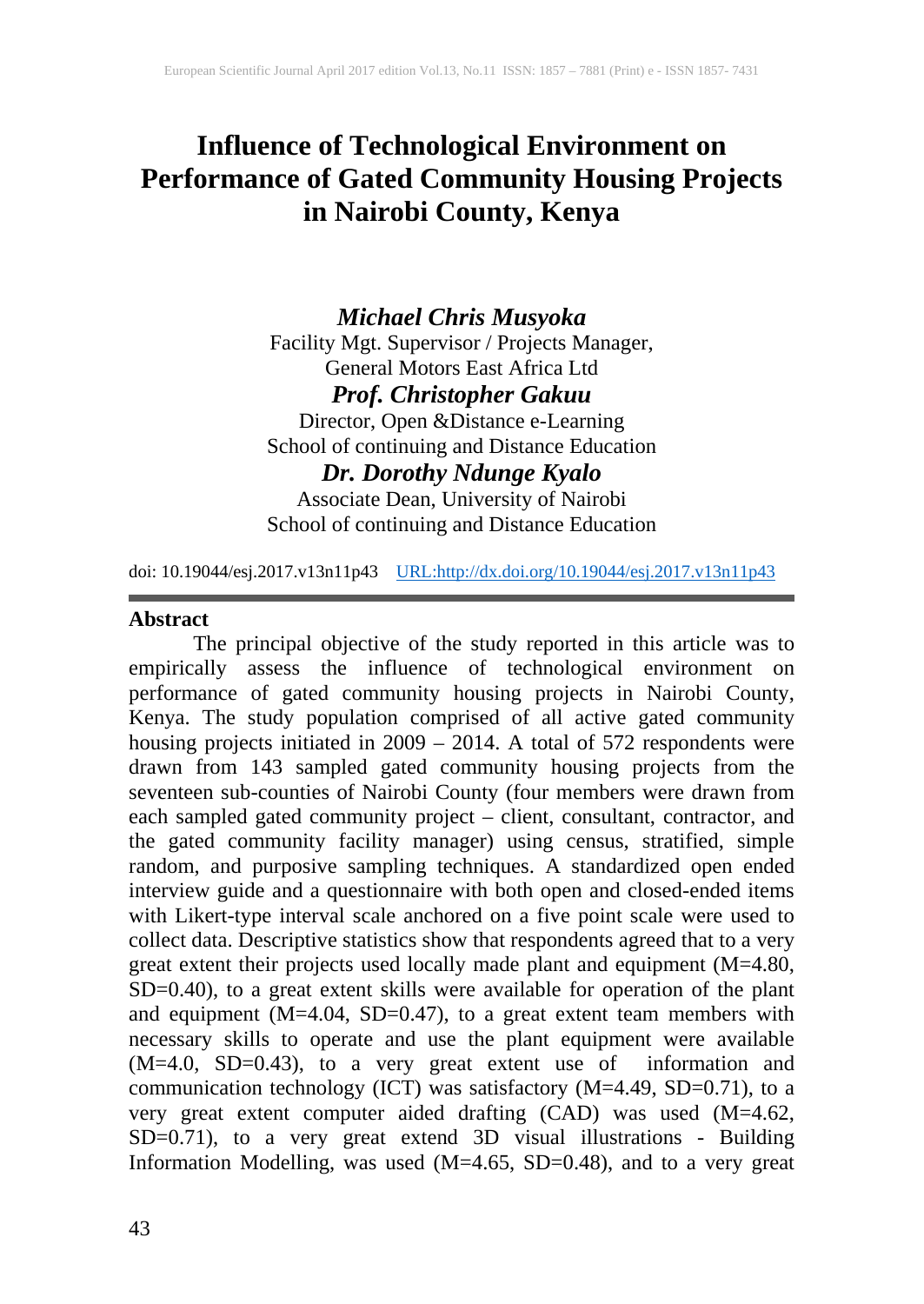# Influence of Technological Environment on Performance of Gated Community Housing Projects in Nairobi County, Kenya

***Michael Chris Musyoka***
Facility Mgt. Supervisor / Projects Manager,
General Motors East Africa Ltd

***Prof. Christopher Gakuu***
Director, Open &Distance e-Learning
School of continuing and Distance Education

***Dr. Dorothy Ndunge Kyalo***
Associate Dean, University of Nairobi
School of continuing and Distance Education

doi: 10.19044/esj.2017.v13n11p43 URL:http://dx.doi.org/10.19044/esj.2017.v13n11p43

## Abstract

The principal objective of the study reported in this article was to empirically assess the influence of technological environment on performance of gated community housing projects in Nairobi County, Kenya. The study population comprised of all active gated community housing projects initiated in 2009 – 2014. A total of 572 respondents were drawn from 143 sampled gated community housing projects from the seventeen sub-counties of Nairobi County (four members were drawn from each sampled gated community project – client, consultant, contractor, and the gated community facility manager) using census, stratified, simple random, and purposive sampling techniques. A standardized open ended interview guide and a questionnaire with both open and closed-ended items with Likert-type interval scale anchored on a five point scale were used to collect data. Descriptive statistics show that respondents agreed that to a very great extent their projects used locally made plant and equipment (M=4.80, SD=0.40), to a great extent skills were available for operation of the plant and equipment (M=4.04, SD=0.47), to a great extent team members with necessary skills to operate and use the plant equipment were available (M=4.0, SD=0.43), to a very great extent use of information and communication technology (ICT) was satisfactory (M=4.49, SD=0.71), to a very great extent computer aided drafting (CAD) was used (M=4.62, SD=0.71), to a very great extend 3D visual illustrations - Building Information Modelling, was used (M=4.65, SD=0.48), and to a very great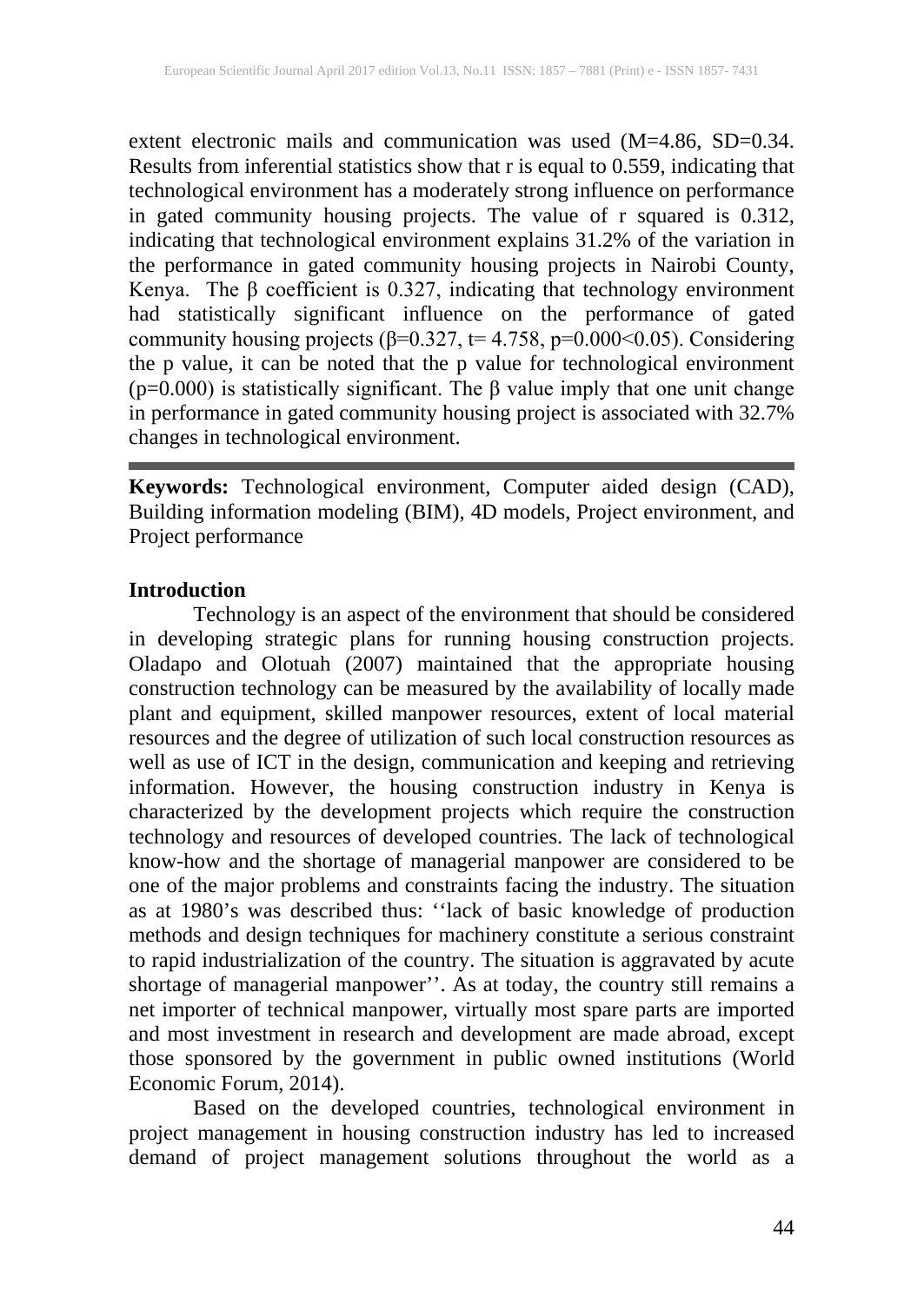extent electronic mails and communication was used (M=4.86, SD=0.34. Results from inferential statistics show that r is equal to 0.559, indicating that technological environment has a moderately strong influence on performance in gated community housing projects. The value of r squared is 0.312, indicating that technological environment explains 31.2% of the variation in the performance in gated community housing projects in Nairobi County, Kenya. The β coefficient is 0.327, indicating that technology environment had statistically significant influence on the performance of gated community housing projects (β=0.327, t= 4.758, p=0.000<0.05). Considering the p value, it can be noted that the p value for technological environment (p=0.000) is statistically significant. The β value imply that one unit change in performance in gated community housing project is associated with 32.7% changes in technological environment.

---

**Keywords:** Technological environment, Computer aided design (CAD), Building information modeling (BIM), 4D models, Project environment, and Project performance

## Introduction

Technology is an aspect of the environment that should be considered in developing strategic plans for running housing construction projects. Oladapo and Olotuah (2007) maintained that the appropriate housing construction technology can be measured by the availability of locally made plant and equipment, skilled manpower resources, extent of local material resources and the degree of utilization of such local construction resources as well as use of ICT in the design, communication and keeping and retrieving information. However, the housing construction industry in Kenya is characterized by the development projects which require the construction technology and resources of developed countries. The lack of technological know-how and the shortage of managerial manpower are considered to be one of the major problems and constraints facing the industry. The situation as at 1980's was described thus: ''lack of basic knowledge of production methods and design techniques for machinery constitute a serious constraint to rapid industrialization of the country. The situation is aggravated by acute shortage of managerial manpower''. As at today, the country still remains a net importer of technical manpower, virtually most spare parts are imported and most investment in research and development are made abroad, except those sponsored by the government in public owned institutions (World Economic Forum, 2014).

Based on the developed countries, technological environment in project management in housing construction industry has led to increased demand of project management solutions throughout the world as a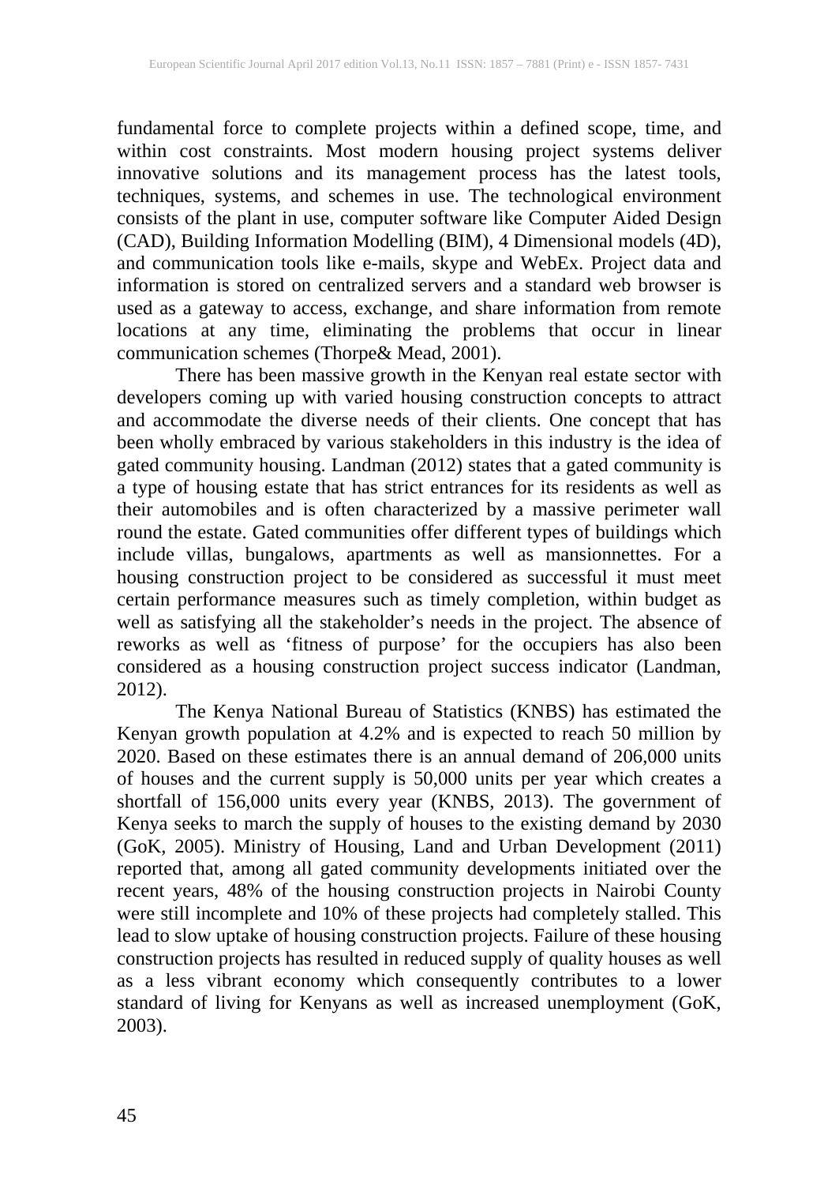fundamental force to complete projects within a defined scope, time, and within cost constraints. Most modern housing project systems deliver innovative solutions and its management process has the latest tools, techniques, systems, and schemes in use. The technological environment consists of the plant in use, computer software like Computer Aided Design (CAD), Building Information Modelling (BIM), 4 Dimensional models (4D), and communication tools like e-mails, skype and WebEx. Project data and information is stored on centralized servers and a standard web browser is used as a gateway to access, exchange, and share information from remote locations at any time, eliminating the problems that occur in linear communication schemes (Thorpe& Mead, 2001).

There has been massive growth in the Kenyan real estate sector with developers coming up with varied housing construction concepts to attract and accommodate the diverse needs of their clients. One concept that has been wholly embraced by various stakeholders in this industry is the idea of gated community housing. Landman (2012) states that a gated community is a type of housing estate that has strict entrances for its residents as well as their automobiles and is often characterized by a massive perimeter wall round the estate. Gated communities offer different types of buildings which include villas, bungalows, apartments as well as mansionnettes. For a housing construction project to be considered as successful it must meet certain performance measures such as timely completion, within budget as well as satisfying all the stakeholder's needs in the project. The absence of reworks as well as 'fitness of purpose' for the occupiers has also been considered as a housing construction project success indicator (Landman, 2012).

The Kenya National Bureau of Statistics (KNBS) has estimated the Kenyan growth population at 4.2% and is expected to reach 50 million by 2020. Based on these estimates there is an annual demand of 206,000 units of houses and the current supply is 50,000 units per year which creates a shortfall of 156,000 units every year (KNBS, 2013). The government of Kenya seeks to march the supply of houses to the existing demand by 2030 (GoK, 2005). Ministry of Housing, Land and Urban Development (2011) reported that, among all gated community developments initiated over the recent years, 48% of the housing construction projects in Nairobi County were still incomplete and 10% of these projects had completely stalled. This lead to slow uptake of housing construction projects. Failure of these housing construction projects has resulted in reduced supply of quality houses as well as a less vibrant economy which consequently contributes to a lower standard of living for Kenyans as well as increased unemployment (GoK, 2003).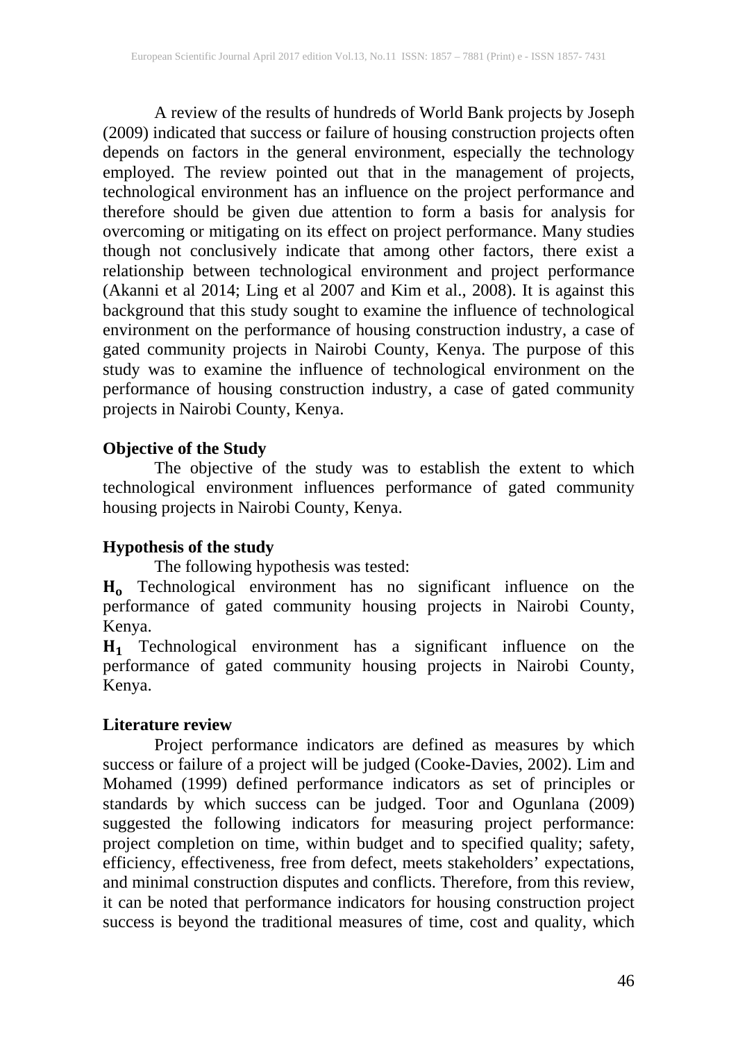A review of the results of hundreds of World Bank projects by Joseph (2009) indicated that success or failure of housing construction projects often depends on factors in the general environment, especially the technology employed. The review pointed out that in the management of projects, technological environment has an influence on the project performance and therefore should be given due attention to form a basis for analysis for overcoming or mitigating on its effect on project performance. Many studies though not conclusively indicate that among other factors, there exist a relationship between technological environment and project performance (Akanni et al 2014; Ling et al 2007 and Kim et al., 2008). It is against this background that this study sought to examine the influence of technological environment on the performance of housing construction industry, a case of gated community projects in Nairobi County, Kenya. The purpose of this study was to examine the influence of technological environment on the performance of housing construction industry, a case of gated community projects in Nairobi County, Kenya.

**Objective of the Study**

The objective of the study was to establish the extent to which technological environment influences performance of gated community housing projects in Nairobi County, Kenya.

**Hypothesis of the study**

The following hypothesis was tested:

$\mathbf{H_o}$ Technological environment has no significant influence on the performance of gated community housing projects in Nairobi County, Kenya.

$\mathbf{H_1}$ Technological environment has a significant influence on the performance of gated community housing projects in Nairobi County, Kenya.

**Literature review**

Project performance indicators are defined as measures by which success or failure of a project will be judged (Cooke-Davies, 2002). Lim and Mohamed (1999) defined performance indicators as set of principles or standards by which success can be judged. Toor and Ogunlana (2009) suggested the following indicators for measuring project performance: project completion on time, within budget and to specified quality; safety, efficiency, effectiveness, free from defect, meets stakeholders' expectations, and minimal construction disputes and conflicts. Therefore, from this review, it can be noted that performance indicators for housing construction project success is beyond the traditional measures of time, cost and quality, which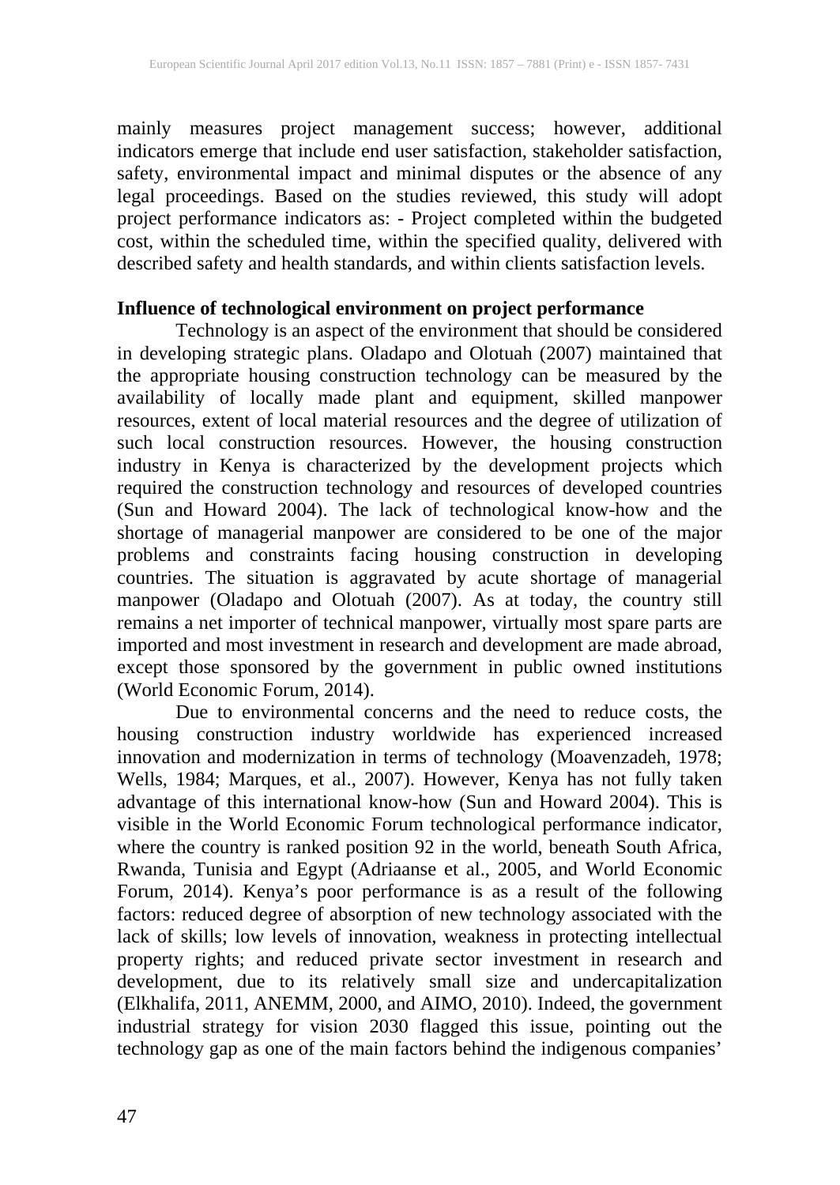mainly measures project management success; however, additional indicators emerge that include end user satisfaction, stakeholder satisfaction, safety, environmental impact and minimal disputes or the absence of any legal proceedings. Based on the studies reviewed, this study will adopt project performance indicators as: - Project completed within the budgeted cost, within the scheduled time, within the specified quality, delivered with described safety and health standards, and within clients satisfaction levels.

**Influence of technological environment on project performance**

Technology is an aspect of the environment that should be considered in developing strategic plans. Oladapo and Olotuah (2007) maintained that the appropriate housing construction technology can be measured by the availability of locally made plant and equipment, skilled manpower resources, extent of local material resources and the degree of utilization of such local construction resources. However, the housing construction industry in Kenya is characterized by the development projects which required the construction technology and resources of developed countries (Sun and Howard 2004). The lack of technological know-how and the shortage of managerial manpower are considered to be one of the major problems and constraints facing housing construction in developing countries. The situation is aggravated by acute shortage of managerial manpower (Oladapo and Olotuah (2007). As at today, the country still remains a net importer of technical manpower, virtually most spare parts are imported and most investment in research and development are made abroad, except those sponsored by the government in public owned institutions (World Economic Forum, 2014).

Due to environmental concerns and the need to reduce costs, the housing construction industry worldwide has experienced increased innovation and modernization in terms of technology (Moavenzadeh, 1978; Wells, 1984; Marques, et al., 2007). However, Kenya has not fully taken advantage of this international know-how (Sun and Howard 2004). This is visible in the World Economic Forum technological performance indicator, where the country is ranked position 92 in the world, beneath South Africa, Rwanda, Tunisia and Egypt (Adriaanse et al., 2005, and World Economic Forum, 2014). Kenya's poor performance is as a result of the following factors: reduced degree of absorption of new technology associated with the lack of skills; low levels of innovation, weakness in protecting intellectual property rights; and reduced private sector investment in research and development, due to its relatively small size and undercapitalization (Elkhalifa, 2011, ANEMM, 2000, and AIMO, 2010). Indeed, the government industrial strategy for vision 2030 flagged this issue, pointing out the technology gap as one of the main factors behind the indigenous companies'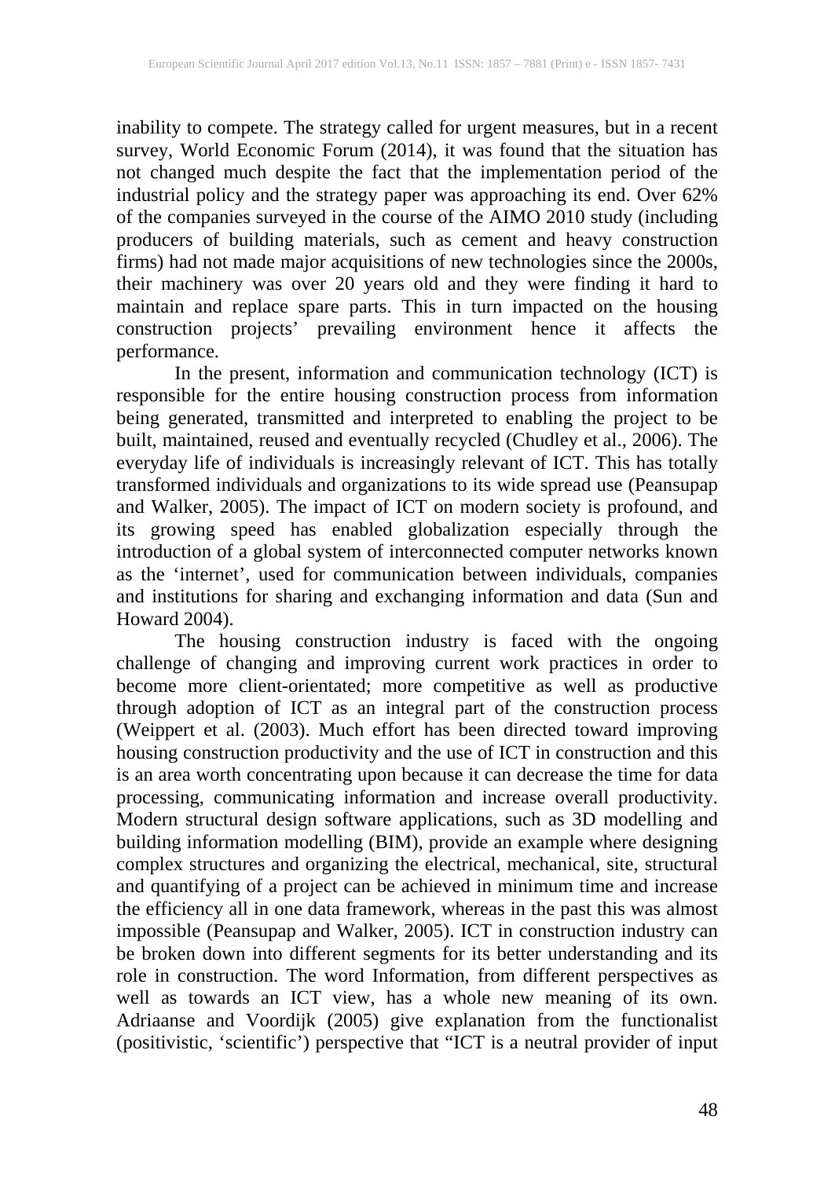inability to compete. The strategy called for urgent measures, but in a recent survey, World Economic Forum (2014), it was found that the situation has not changed much despite the fact that the implementation period of the industrial policy and the strategy paper was approaching its end. Over 62% of the companies surveyed in the course of the AIMO 2010 study (including producers of building materials, such as cement and heavy construction firms) had not made major acquisitions of new technologies since the 2000s, their machinery was over 20 years old and they were finding it hard to maintain and replace spare parts. This in turn impacted on the housing construction projects' prevailing environment hence it affects the performance.

In the present, information and communication technology (ICT) is responsible for the entire housing construction process from information being generated, transmitted and interpreted to enabling the project to be built, maintained, reused and eventually recycled (Chudley et al., 2006). The everyday life of individuals is increasingly relevant of ICT. This has totally transformed individuals and organizations to its wide spread use (Peansupap and Walker, 2005). The impact of ICT on modern society is profound, and its growing speed has enabled globalization especially through the introduction of a global system of interconnected computer networks known as the 'internet', used for communication between individuals, companies and institutions for sharing and exchanging information and data (Sun and Howard 2004).

The housing construction industry is faced with the ongoing challenge of changing and improving current work practices in order to become more client-orientated; more competitive as well as productive through adoption of ICT as an integral part of the construction process (Weippert et al. (2003). Much effort has been directed toward improving housing construction productivity and the use of ICT in construction and this is an area worth concentrating upon because it can decrease the time for data processing, communicating information and increase overall productivity. Modern structural design software applications, such as 3D modelling and building information modelling (BIM), provide an example where designing complex structures and organizing the electrical, mechanical, site, structural and quantifying of a project can be achieved in minimum time and increase the efficiency all in one data framework, whereas in the past this was almost impossible (Peansupap and Walker, 2005). ICT in construction industry can be broken down into different segments for its better understanding and its role in construction. The word Information, from different perspectives as well as towards an ICT view, has a whole new meaning of its own. Adriaanse and Voordijk (2005) give explanation from the functionalist (positivistic, 'scientific') perspective that "ICT is a neutral provider of input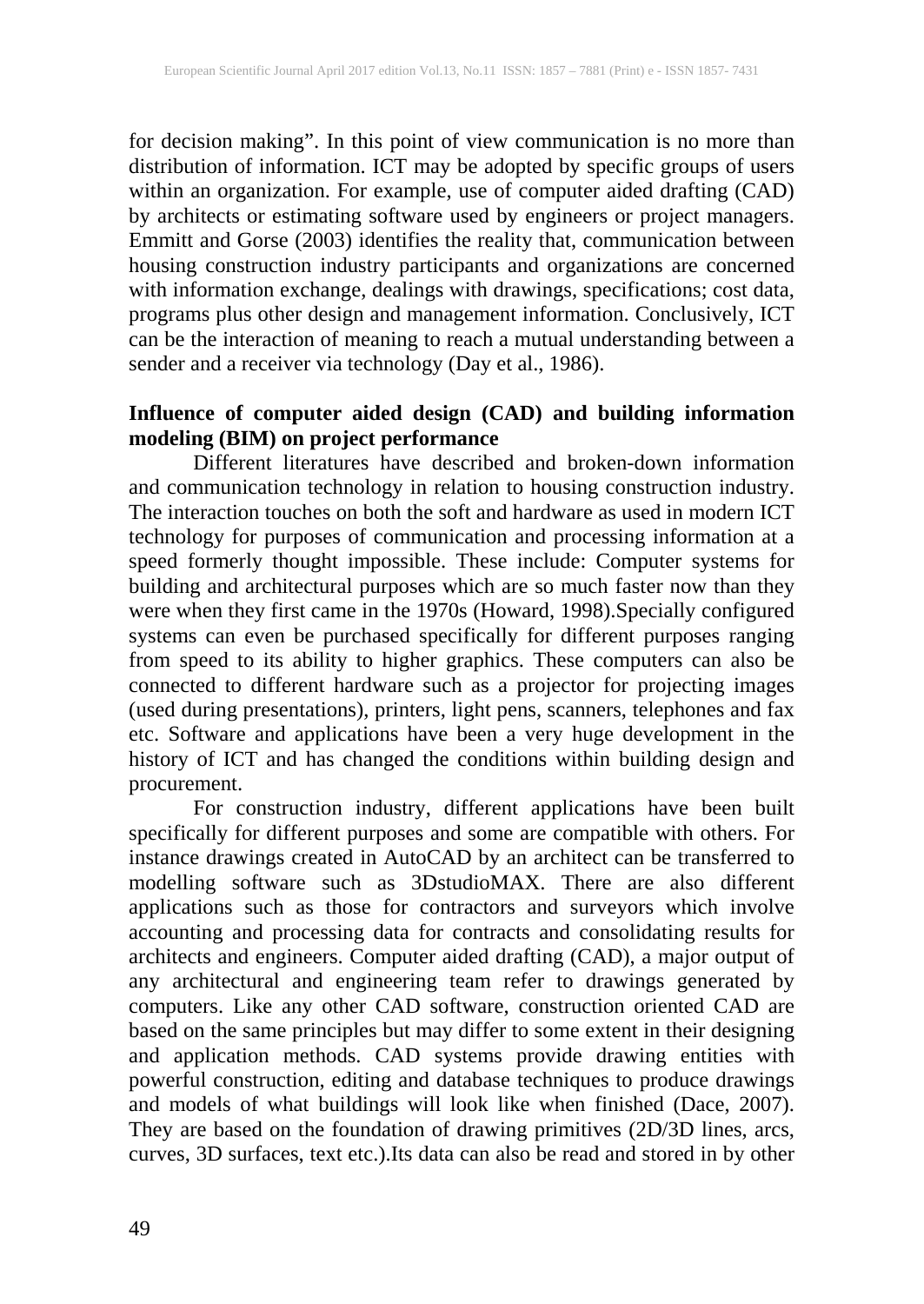for decision making". In this point of view communication is no more than distribution of information. ICT may be adopted by specific groups of users within an organization. For example, use of computer aided drafting (CAD) by architects or estimating software used by engineers or project managers. Emmitt and Gorse (2003) identifies the reality that, communication between housing construction industry participants and organizations are concerned with information exchange, dealings with drawings, specifications; cost data, programs plus other design and management information. Conclusively, ICT can be the interaction of meaning to reach a mutual understanding between a sender and a receiver via technology (Day et al., 1986).

**Influence of computer aided design (CAD) and building information modeling (BIM) on project performance**

Different literatures have described and broken-down information and communication technology in relation to housing construction industry. The interaction touches on both the soft and hardware as used in modern ICT technology for purposes of communication and processing information at a speed formerly thought impossible. These include: Computer systems for building and architectural purposes which are so much faster now than they were when they first came in the 1970s (Howard, 1998).Specially configured systems can even be purchased specifically for different purposes ranging from speed to its ability to higher graphics. These computers can also be connected to different hardware such as a projector for projecting images (used during presentations), printers, light pens, scanners, telephones and fax etc. Software and applications have been a very huge development in the history of ICT and has changed the conditions within building design and procurement.

For construction industry, different applications have been built specifically for different purposes and some are compatible with others. For instance drawings created in AutoCAD by an architect can be transferred to modelling software such as 3DstudioMAX. There are also different applications such as those for contractors and surveyors which involve accounting and processing data for contracts and consolidating results for architects and engineers. Computer aided drafting (CAD), a major output of any architectural and engineering team refer to drawings generated by computers. Like any other CAD software, construction oriented CAD are based on the same principles but may differ to some extent in their designing and application methods. CAD systems provide drawing entities with powerful construction, editing and database techniques to produce drawings and models of what buildings will look like when finished (Dace, 2007). They are based on the foundation of drawing primitives (2D/3D lines, arcs, curves, 3D surfaces, text etc.).Its data can also be read and stored in by other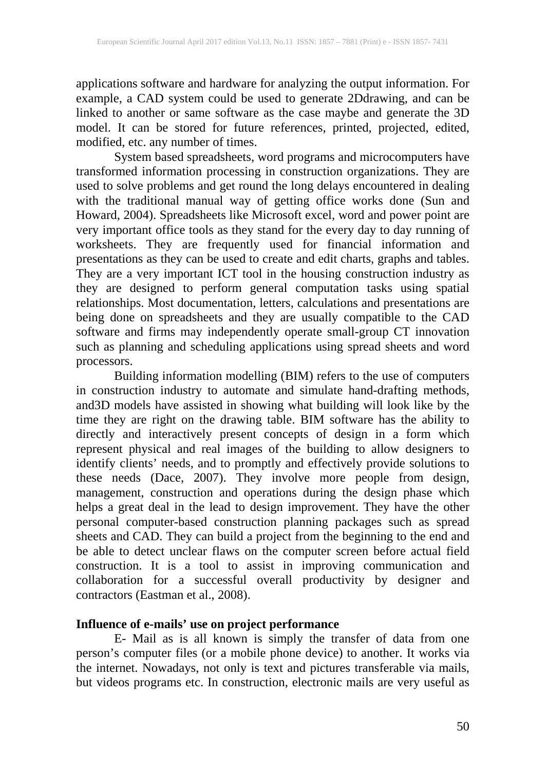applications software and hardware for analyzing the output information. For example, a CAD system could be used to generate 2Ddrawing, and can be linked to another or same software as the case maybe and generate the 3D model. It can be stored for future references, printed, projected, edited, modified, etc. any number of times.

System based spreadsheets, word programs and microcomputers have transformed information processing in construction organizations. They are used to solve problems and get round the long delays encountered in dealing with the traditional manual way of getting office works done (Sun and Howard, 2004). Spreadsheets like Microsoft excel, word and power point are very important office tools as they stand for the every day to day running of worksheets. They are frequently used for financial information and presentations as they can be used to create and edit charts, graphs and tables. They are a very important ICT tool in the housing construction industry as they are designed to perform general computation tasks using spatial relationships. Most documentation, letters, calculations and presentations are being done on spreadsheets and they are usually compatible to the CAD software and firms may independently operate small-group CT innovation such as planning and scheduling applications using spread sheets and word processors.

Building information modelling (BIM) refers to the use of computers in construction industry to automate and simulate hand-drafting methods, and3D models have assisted in showing what building will look like by the time they are right on the drawing table. BIM software has the ability to directly and interactively present concepts of design in a form which represent physical and real images of the building to allow designers to identify clients' needs, and to promptly and effectively provide solutions to these needs (Dace, 2007). They involve more people from design, management, construction and operations during the design phase which helps a great deal in the lead to design improvement. They have the other personal computer-based construction planning packages such as spread sheets and CAD. They can build a project from the beginning to the end and be able to detect unclear flaws on the computer screen before actual field construction. It is a tool to assist in improving communication and collaboration for a successful overall productivity by designer and contractors (Eastman et al., 2008).

**Influence of e-mails' use on project performance**

E- Mail as is all known is simply the transfer of data from one person's computer files (or a mobile phone device) to another. It works via the internet. Nowadays, not only is text and pictures transferable via mails, but videos programs etc. In construction, electronic mails are very useful as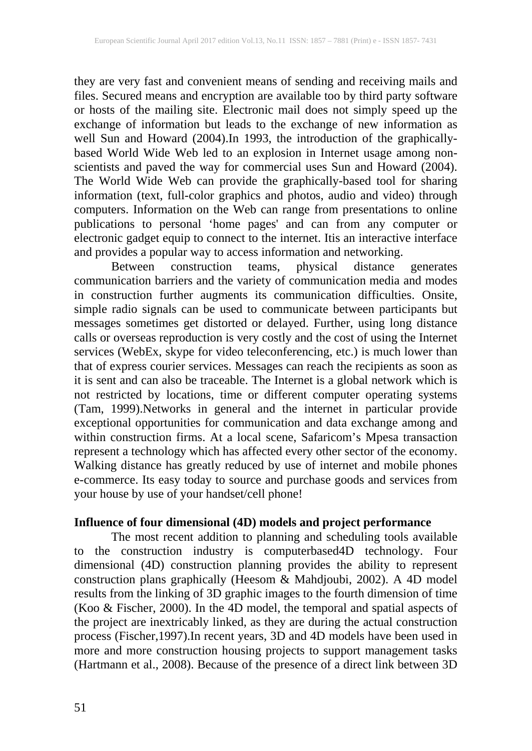they are very fast and convenient means of sending and receiving mails and files. Secured means and encryption are available too by third party software or hosts of the mailing site. Electronic mail does not simply speed up the exchange of information but leads to the exchange of new information as well Sun and Howard (2004).In 1993, the introduction of the graphically-based World Wide Web led to an explosion in Internet usage among non-scientists and paved the way for commercial uses Sun and Howard (2004). The World Wide Web can provide the graphically-based tool for sharing information (text, full-color graphics and photos, audio and video) through computers. Information on the Web can range from presentations to online publications to personal 'home pages' and can from any computer or electronic gadget equip to connect to the internet. Itis an interactive interface and provides a popular way to access information and networking.

Between construction teams, physical distance generates communication barriers and the variety of communication media and modes in construction further augments its communication difficulties. Onsite, simple radio signals can be used to communicate between participants but messages sometimes get distorted or delayed. Further, using long distance calls or overseas reproduction is very costly and the cost of using the Internet services (WebEx, skype for video teleconferencing, etc.) is much lower than that of express courier services. Messages can reach the recipients as soon as it is sent and can also be traceable. The Internet is a global network which is not restricted by locations, time or different computer operating systems (Tam, 1999).Networks in general and the internet in particular provide exceptional opportunities for communication and data exchange among and within construction firms. At a local scene, Safaricom's Mpesa transaction represent a technology which has affected every other sector of the economy. Walking distance has greatly reduced by use of internet and mobile phones e-commerce. Its easy today to source and purchase goods and services from your house by use of your handset/cell phone!

**Influence of four dimensional (4D) models and project performance**

The most recent addition to planning and scheduling tools available to the construction industry is computerbased4D technology. Four dimensional (4D) construction planning provides the ability to represent construction plans graphically (Heesom & Mahdjoubi, 2002). A 4D model results from the linking of 3D graphic images to the fourth dimension of time (Koo & Fischer, 2000). In the 4D model, the temporal and spatial aspects of the project are inextricably linked, as they are during the actual construction process (Fischer,1997).In recent years, 3D and 4D models have been used in more and more construction housing projects to support management tasks (Hartmann et al., 2008). Because of the presence of a direct link between 3D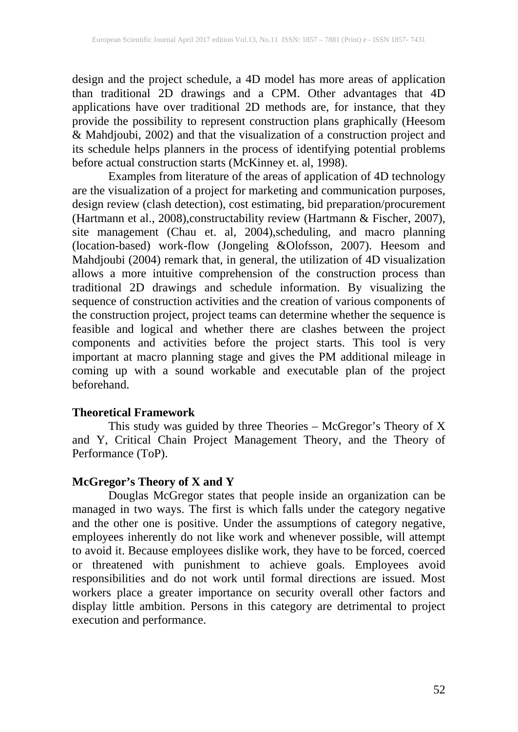design and the project schedule, a 4D model has more areas of application than traditional 2D drawings and a CPM. Other advantages that 4D applications have over traditional 2D methods are, for instance, that they provide the possibility to represent construction plans graphically (Heesom & Mahdjoubi, 2002) and that the visualization of a construction project and its schedule helps planners in the process of identifying potential problems before actual construction starts (McKinney et. al, 1998).

Examples from literature of the areas of application of 4D technology are the visualization of a project for marketing and communication purposes, design review (clash detection), cost estimating, bid preparation/procurement (Hartmann et al., 2008),constructability review (Hartmann & Fischer, 2007), site management (Chau et. al, 2004),scheduling, and macro planning (location-based) work-flow (Jongeling &Olofsson, 2007). Heesom and Mahdjoubi (2004) remark that, in general, the utilization of 4D visualization allows a more intuitive comprehension of the construction process than traditional 2D drawings and schedule information. By visualizing the sequence of construction activities and the creation of various components of the construction project, project teams can determine whether the sequence is feasible and logical and whether there are clashes between the project components and activities before the project starts. This tool is very important at macro planning stage and gives the PM additional mileage in coming up with a sound workable and executable plan of the project beforehand.

## Theoretical Framework

This study was guided by three Theories – McGregor's Theory of X and Y, Critical Chain Project Management Theory, and the Theory of Performance (ToP).

## McGregor's Theory of X and Y

Douglas McGregor states that people inside an organization can be managed in two ways. The first is which falls under the category negative and the other one is positive. Under the assumptions of category negative, employees inherently do not like work and whenever possible, will attempt to avoid it. Because employees dislike work, they have to be forced, coerced or threatened with punishment to achieve goals. Employees avoid responsibilities and do not work until formal directions are issued. Most workers place a greater importance on security overall other factors and display little ambition. Persons in this category are detrimental to project execution and performance.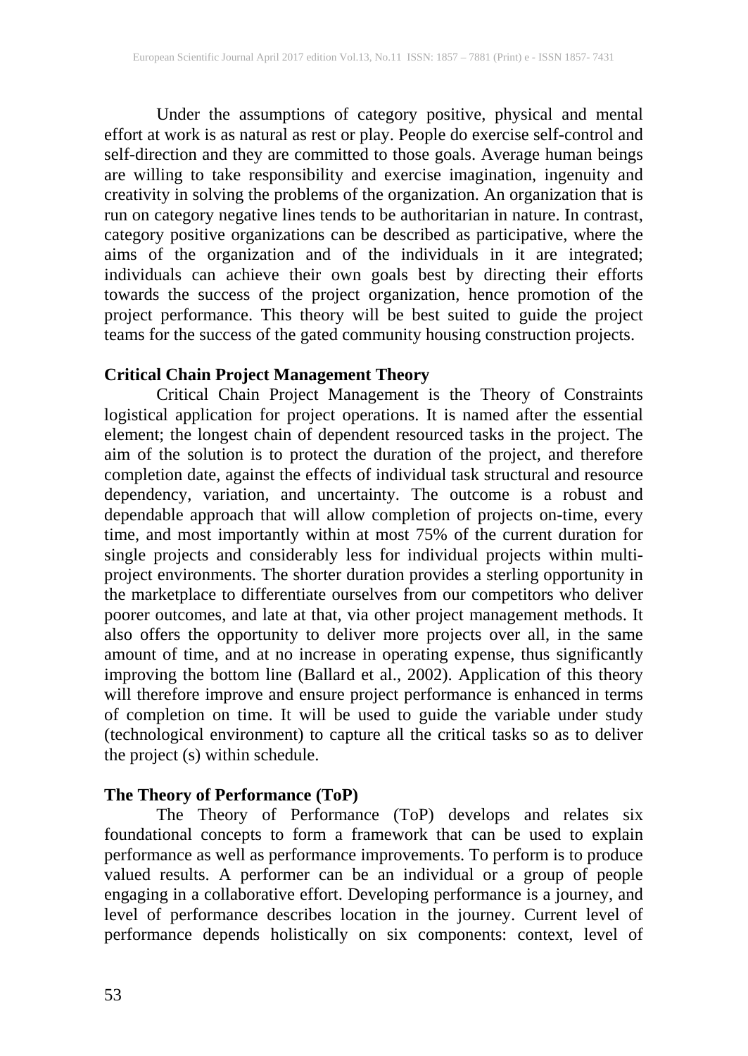Under the assumptions of category positive, physical and mental effort at work is as natural as rest or play. People do exercise self-control and self-direction and they are committed to those goals. Average human beings are willing to take responsibility and exercise imagination, ingenuity and creativity in solving the problems of the organization. An organization that is run on category negative lines tends to be authoritarian in nature. In contrast, category positive organizations can be described as participative, where the aims of the organization and of the individuals in it are integrated; individuals can achieve their own goals best by directing their efforts towards the success of the project organization, hence promotion of the project performance. This theory will be best suited to guide the project teams for the success of the gated community housing construction projects.

**Critical Chain Project Management Theory**

Critical Chain Project Management is the Theory of Constraints logistical application for project operations. It is named after the essential element; the longest chain of dependent resourced tasks in the project. The aim of the solution is to protect the duration of the project, and therefore completion date, against the effects of individual task structural and resource dependency, variation, and uncertainty. The outcome is a robust and dependable approach that will allow completion of projects on-time, every time, and most importantly within at most 75% of the current duration for single projects and considerably less for individual projects within multi-project environments. The shorter duration provides a sterling opportunity in the marketplace to differentiate ourselves from our competitors who deliver poorer outcomes, and late at that, via other project management methods. It also offers the opportunity to deliver more projects over all, in the same amount of time, and at no increase in operating expense, thus significantly improving the bottom line (Ballard et al., 2002). Application of this theory will therefore improve and ensure project performance is enhanced in terms of completion on time. It will be used to guide the variable under study (technological environment) to capture all the critical tasks so as to deliver the project (s) within schedule.

**The Theory of Performance (ToP)**

The Theory of Performance (ToP) develops and relates six foundational concepts to form a framework that can be used to explain performance as well as performance improvements. To perform is to produce valued results. A performer can be an individual or a group of people engaging in a collaborative effort. Developing performance is a journey, and level of performance describes location in the journey. Current level of performance depends holistically on six components: context, level of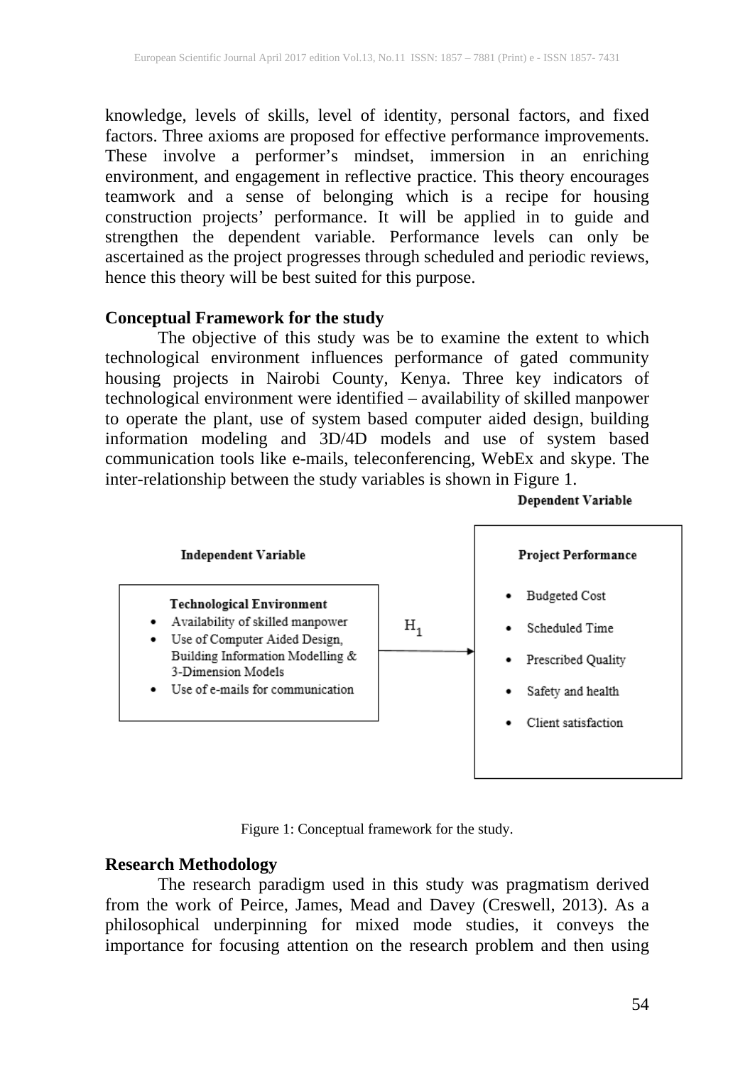knowledge, levels of skills, level of identity, personal factors, and fixed factors. Three axioms are proposed for effective performance improvements. These involve a performer's mindset, immersion in an enriching environment, and engagement in reflective practice. This theory encourages teamwork and a sense of belonging which is a recipe for housing construction projects' performance. It will be applied in to guide and strengthen the dependent variable. Performance levels can only be ascertained as the project progresses through scheduled and periodic reviews, hence this theory will be best suited for this purpose.

### Conceptual Framework for the study

The objective of this study was be to examine the extent to which technological environment influences performance of gated community housing projects in Nairobi County, Kenya. Three key indicators of technological environment were identified – availability of skilled manpower to operate the plant, use of system based computer aided design, building information modeling and 3D/4D models and use of system based communication tools like e-mails, teleconferencing, WebEx and skype. The inter-relationship between the study variables is shown in Figure 1.

**Independent Variable**

**Technological Environment**
- Availability of skilled manpower
- Use of Computer Aided Design, Building Information Modelling & 3-Dimension Models
- Use of e-mails for communication

$H_1$ →

**Dependent Variable**

**Project Performance**
- Budgeted Cost
- Scheduled Time
- Prescribed Quality
- Safety and health
- Client satisfaction

Figure 1: Conceptual framework for the study.

### Research Methodology

The research paradigm used in this study was pragmatism derived from the work of Peirce, James, Mead and Davey (Creswell, 2013). As a philosophical underpinning for mixed mode studies, it conveys the importance for focusing attention on the research problem and then using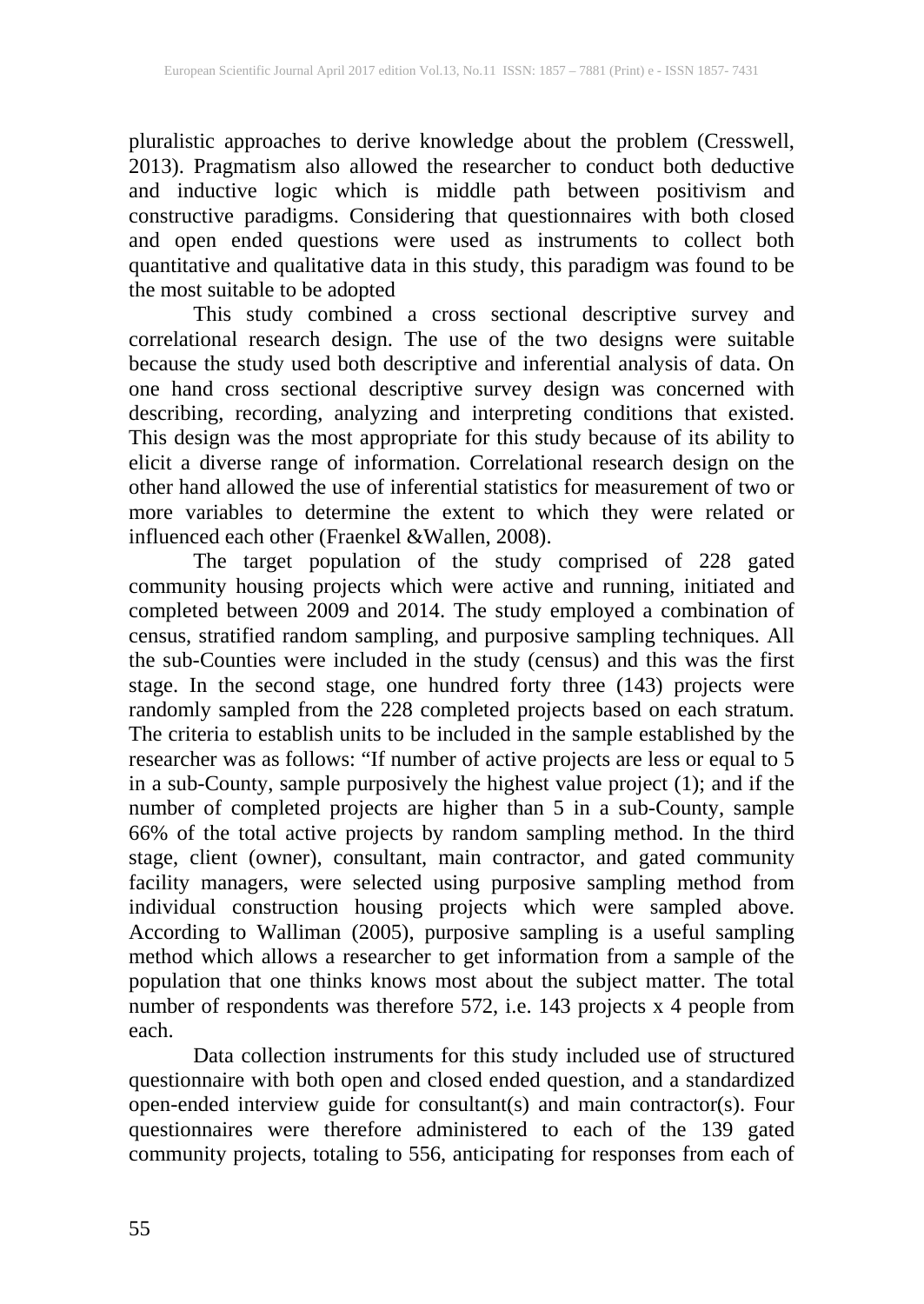pluralistic approaches to derive knowledge about the problem (Cresswell, 2013). Pragmatism also allowed the researcher to conduct both deductive and inductive logic which is middle path between positivism and constructive paradigms. Considering that questionnaires with both closed and open ended questions were used as instruments to collect both quantitative and qualitative data in this study, this paradigm was found to be the most suitable to be adopted

This study combined a cross sectional descriptive survey and correlational research design. The use of the two designs were suitable because the study used both descriptive and inferential analysis of data. On one hand cross sectional descriptive survey design was concerned with describing, recording, analyzing and interpreting conditions that existed. This design was the most appropriate for this study because of its ability to elicit a diverse range of information. Correlational research design on the other hand allowed the use of inferential statistics for measurement of two or more variables to determine the extent to which they were related or influenced each other (Fraenkel &Wallen, 2008).

The target population of the study comprised of 228 gated community housing projects which were active and running, initiated and completed between 2009 and 2014. The study employed a combination of census, stratified random sampling, and purposive sampling techniques. All the sub-Counties were included in the study (census) and this was the first stage. In the second stage, one hundred forty three (143) projects were randomly sampled from the 228 completed projects based on each stratum. The criteria to establish units to be included in the sample established by the researcher was as follows: "If number of active projects are less or equal to 5 in a sub-County, sample purposively the highest value project (1); and if the number of completed projects are higher than 5 in a sub-County, sample 66% of the total active projects by random sampling method. In the third stage, client (owner), consultant, main contractor, and gated community facility managers, were selected using purposive sampling method from individual construction housing projects which were sampled above. According to Walliman (2005), purposive sampling is a useful sampling method which allows a researcher to get information from a sample of the population that one thinks knows most about the subject matter. The total number of respondents was therefore 572, i.e. 143 projects x 4 people from each.

Data collection instruments for this study included use of structured questionnaire with both open and closed ended question, and a standardized open-ended interview guide for consultant(s) and main contractor(s). Four questionnaires were therefore administered to each of the 139 gated community projects, totaling to 556, anticipating for responses from each of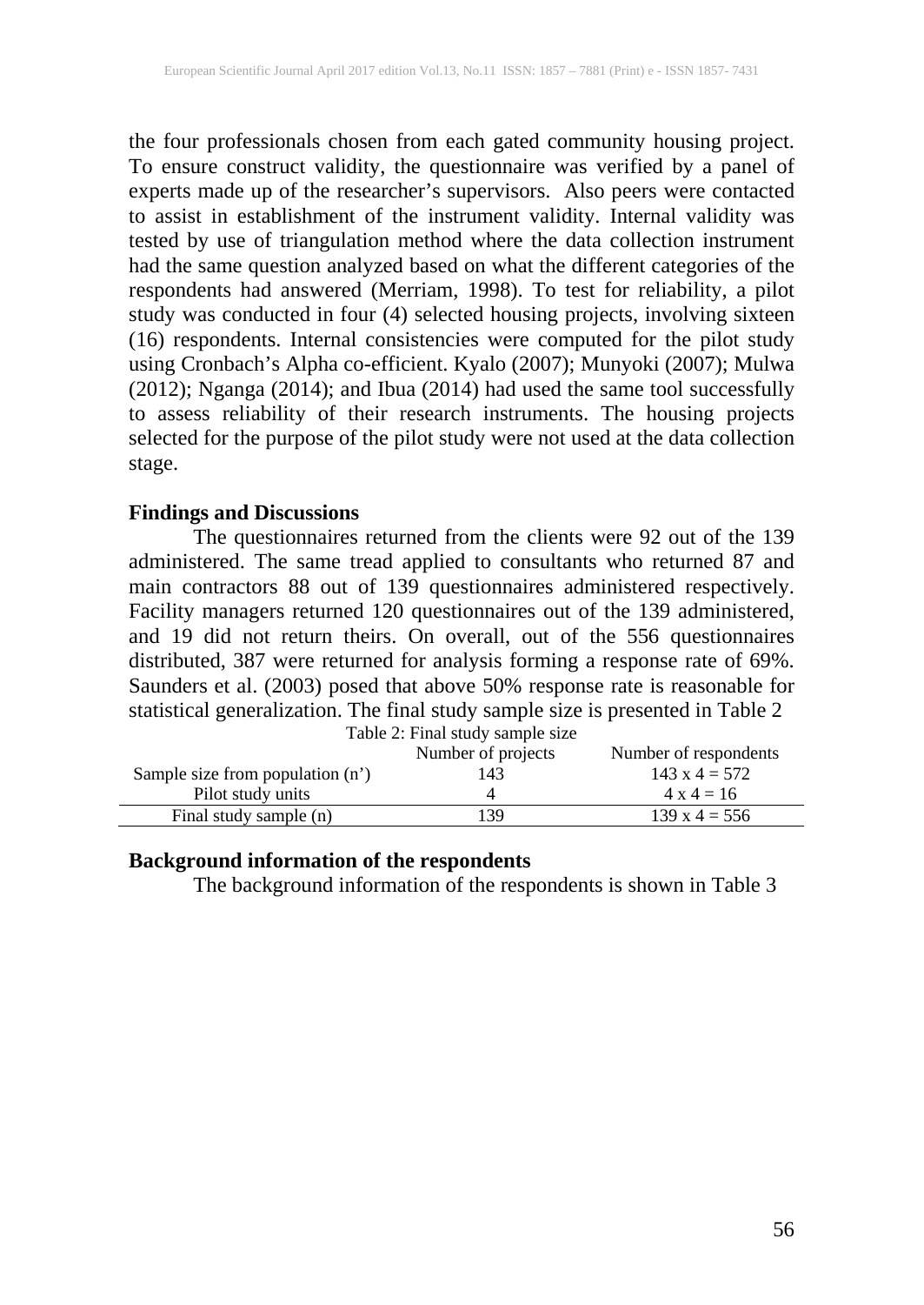the four professionals chosen from each gated community housing project. To ensure construct validity, the questionnaire was verified by a panel of experts made up of the researcher's supervisors. Also peers were contacted to assist in establishment of the instrument validity. Internal validity was tested by use of triangulation method where the data collection instrument had the same question analyzed based on what the different categories of the respondents had answered (Merriam, 1998). To test for reliability, a pilot study was conducted in four (4) selected housing projects, involving sixteen (16) respondents. Internal consistencies were computed for the pilot study using Cronbach's Alpha co-efficient. Kyalo (2007); Munyoki (2007); Mulwa (2012); Nganga (2014); and Ibua (2014) had used the same tool successfully to assess reliability of their research instruments. The housing projects selected for the purpose of the pilot study were not used at the data collection stage.

## Findings and Discussions

The questionnaires returned from the clients were 92 out of the 139 administered. The same tread applied to consultants who returned 87 and main contractors 88 out of 139 questionnaires administered respectively. Facility managers returned 120 questionnaires out of the 139 administered, and 19 did not return theirs. On overall, out of the 556 questionnaires distributed, 387 were returned for analysis forming a response rate of 69%. Saunders et al. (2003) posed that above 50% response rate is reasonable for statistical generalization. The final study sample size is presented in Table 2

Table 2: Final study sample size

| | Number of projects | Number of respondents |
|---|---|---|
| Sample size from population (n') | 143 | 143 x 4 = 572 |
| Pilot study units | 4 | 4 x 4 = 16 |
| Final study sample (n) | 139 | 139 x 4 = 556 |

## Background information of the respondents

The background information of the respondents is shown in Table 3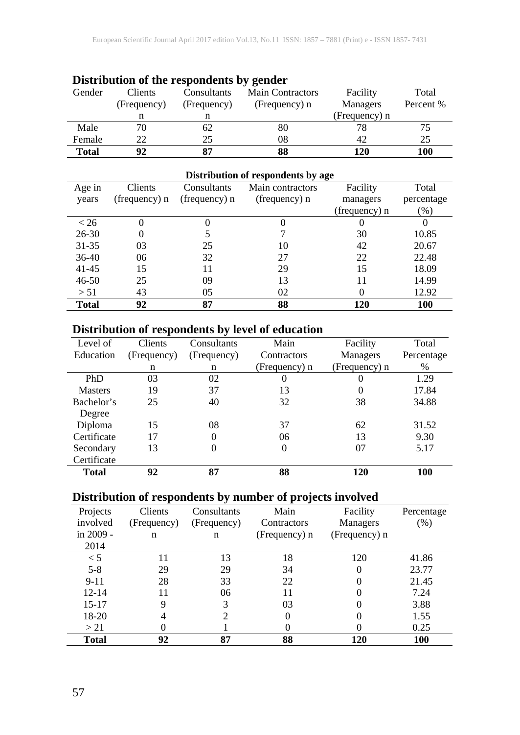## Distribution of the respondents by gender

| Gender | Clients (Frequency) n | Consultants (Frequency) n | Main Contractors (Frequency) n | Facility Managers (Frequency) n | Total Percent % |
|---|---|---|---|---|---|
| Male | 70 | 62 | 80 | 78 | 75 |
| Female | 22 | 25 | 08 | 42 | 25 |
| **Total** | **92** | **87** | **88** | **120** | **100** |

**Distribution of respondents by age**

| Age in years | Clients (frequency) n | Consultants (frequency) n | Main contractors (frequency) n | Facility managers (frequency) n | Total percentage (%) |
|---|---|---|---|---|---|
| < 26 | 0 | 0 | 0 | 0 | 0 |
| 26-30 | 0 | 5 | 7 | 30 | 10.85 |
| 31-35 | 03 | 25 | 10 | 42 | 20.67 |
| 36-40 | 06 | 32 | 27 | 22 | 22.48 |
| 41-45 | 15 | 11 | 29 | 15 | 18.09 |
| 46-50 | 25 | 09 | 13 | 11 | 14.99 |
| > 51 | 43 | 05 | 02 | 0 | 12.92 |
| **Total** | **92** | **87** | **88** | **120** | **100** |

## Distribution of respondents by level of education

| Level of Education | Clients (Frequency) n | Consultants (Frequency) n | Main Contractors (Frequency) n | Facility Managers (Frequency) n | Total Percentage % |
|---|---|---|---|---|---|
| PhD | 03 | 02 | 0 | 0 | 1.29 |
| Masters | 19 | 37 | 13 | 0 | 17.84 |
| Bachelor's Degree | 25 | 40 | 32 | 38 | 34.88 |
| Diploma | 15 | 08 | 37 | 62 | 31.52 |
| Certificate | 17 | 0 | 06 | 13 | 9.30 |
| Secondary Certificate | 13 | 0 | 0 | 07 | 5.17 |
| **Total** | **92** | **87** | **88** | **120** | **100** |

## Distribution of respondents by number of projects involved

| Projects involved in 2009 - 2014 | Clients (Frequency) n | Consultants (Frequency) n | Main Contractors (Frequency) n | Facility Managers (Frequency) n | Percentage (%) |
|---|---|---|---|---|---|
| < 5 | 11 | 13 | 18 | 120 | 41.86 |
| 5-8 | 29 | 29 | 34 | 0 | 23.77 |
| 9-11 | 28 | 33 | 22 | 0 | 21.45 |
| 12-14 | 11 | 06 | 11 | 0 | 7.24 |
| 15-17 | 9 | 3 | 03 | 0 | 3.88 |
| 18-20 | 4 | 2 | 0 | 0 | 1.55 |
| > 21 | 0 | 1 | 0 | 0 | 0.25 |
| **Total** | **92** | **87** | **88** | **120** | **100** |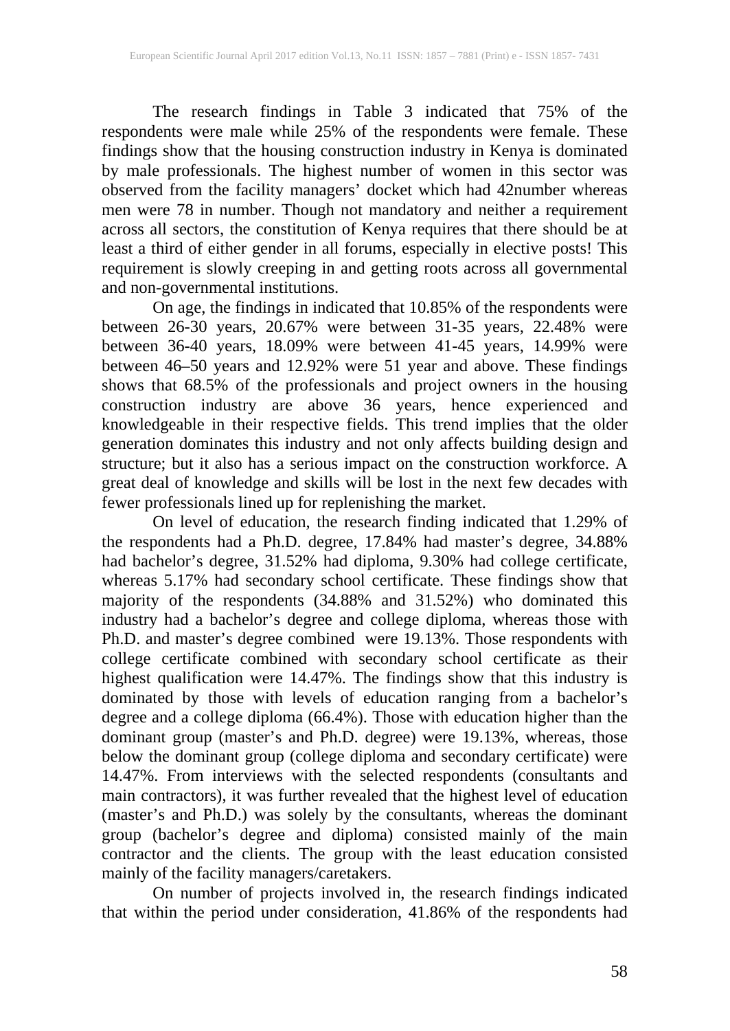The research findings in Table 3 indicated that 75% of the respondents were male while 25% of the respondents were female. These findings show that the housing construction industry in Kenya is dominated by male professionals. The highest number of women in this sector was observed from the facility managers' docket which had 42number whereas men were 78 in number. Though not mandatory and neither a requirement across all sectors, the constitution of Kenya requires that there should be at least a third of either gender in all forums, especially in elective posts! This requirement is slowly creeping in and getting roots across all governmental and non-governmental institutions.

On age, the findings in indicated that 10.85% of the respondents were between 26-30 years, 20.67% were between 31-35 years, 22.48% were between 36-40 years, 18.09% were between 41-45 years, 14.99% were between 46–50 years and 12.92% were 51 year and above. These findings shows that 68.5% of the professionals and project owners in the housing construction industry are above 36 years, hence experienced and knowledgeable in their respective fields. This trend implies that the older generation dominates this industry and not only affects building design and structure; but it also has a serious impact on the construction workforce. A great deal of knowledge and skills will be lost in the next few decades with fewer professionals lined up for replenishing the market.

On level of education, the research finding indicated that 1.29% of the respondents had a Ph.D. degree, 17.84% had master's degree, 34.88% had bachelor's degree, 31.52% had diploma, 9.30% had college certificate, whereas 5.17% had secondary school certificate. These findings show that majority of the respondents (34.88% and 31.52%) who dominated this industry had a bachelor's degree and college diploma, whereas those with Ph.D. and master's degree combined were 19.13%. Those respondents with college certificate combined with secondary school certificate as their highest qualification were 14.47%. The findings show that this industry is dominated by those with levels of education ranging from a bachelor's degree and a college diploma (66.4%). Those with education higher than the dominant group (master's and Ph.D. degree) were 19.13%, whereas, those below the dominant group (college diploma and secondary certificate) were 14.47%. From interviews with the selected respondents (consultants and main contractors), it was further revealed that the highest level of education (master's and Ph.D.) was solely by the consultants, whereas the dominant group (bachelor's degree and diploma) consisted mainly of the main contractor and the clients. The group with the least education consisted mainly of the facility managers/caretakers.

On number of projects involved in, the research findings indicated that within the period under consideration, 41.86% of the respondents had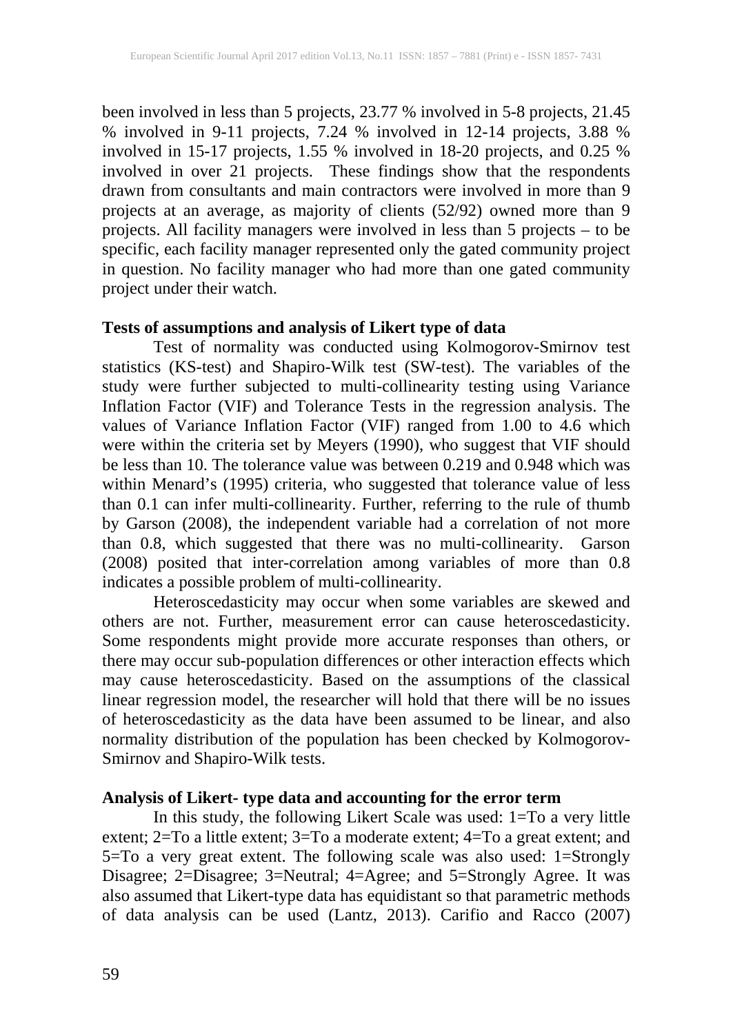been involved in less than 5 projects, 23.77 % involved in 5-8 projects, 21.45 % involved in 9-11 projects, 7.24 % involved in 12-14 projects, 3.88 % involved in 15-17 projects, 1.55 % involved in 18-20 projects, and 0.25 % involved in over 21 projects. These findings show that the respondents drawn from consultants and main contractors were involved in more than 9 projects at an average, as majority of clients (52/92) owned more than 9 projects. All facility managers were involved in less than 5 projects – to be specific, each facility manager represented only the gated community project in question. No facility manager who had more than one gated community project under their watch.

**Tests of assumptions and analysis of Likert type of data**

Test of normality was conducted using Kolmogorov-Smirnov test statistics (KS-test) and Shapiro-Wilk test (SW-test). The variables of the study were further subjected to multi-collinearity testing using Variance Inflation Factor (VIF) and Tolerance Tests in the regression analysis. The values of Variance Inflation Factor (VIF) ranged from 1.00 to 4.6 which were within the criteria set by Meyers (1990), who suggest that VIF should be less than 10. The tolerance value was between 0.219 and 0.948 which was within Menard's (1995) criteria, who suggested that tolerance value of less than 0.1 can infer multi-collinearity. Further, referring to the rule of thumb by Garson (2008), the independent variable had a correlation of not more than 0.8, which suggested that there was no multi-collinearity. Garson (2008) posited that inter-correlation among variables of more than 0.8 indicates a possible problem of multi-collinearity.

Heteroscedasticity may occur when some variables are skewed and others are not. Further, measurement error can cause heteroscedasticity. Some respondents might provide more accurate responses than others, or there may occur sub-population differences or other interaction effects which may cause heteroscedasticity. Based on the assumptions of the classical linear regression model, the researcher will hold that there will be no issues of heteroscedasticity as the data have been assumed to be linear, and also normality distribution of the population has been checked by Kolmogorov-Smirnov and Shapiro-Wilk tests.

**Analysis of Likert- type data and accounting for the error term**

In this study, the following Likert Scale was used: 1=To a very little extent; 2=To a little extent; 3=To a moderate extent; 4=To a great extent; and 5=To a very great extent. The following scale was also used: 1=Strongly Disagree; 2=Disagree; 3=Neutral; 4=Agree; and 5=Strongly Agree. It was also assumed that Likert-type data has equidistant so that parametric methods of data analysis can be used (Lantz, 2013). Carifio and Racco (2007)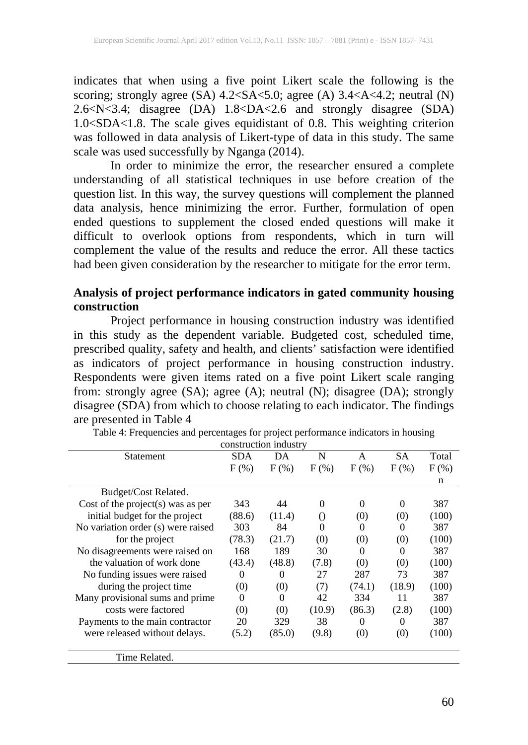indicates that when using a five point Likert scale the following is the scoring; strongly agree (SA) 4.2<SA<5.0; agree (A) 3.4<A<4.2; neutral (N) 2.6<N<3.4; disagree (DA) 1.8<DA<2.6 and strongly disagree (SDA) 1.0<SDA<1.8. The scale gives equidistant of 0.8. This weighting criterion was followed in data analysis of Likert-type of data in this study. The same scale was used successfully by Nganga (2014).

In order to minimize the error, the researcher ensured a complete understanding of all statistical techniques in use before creation of the question list. In this way, the survey questions will complement the planned data analysis, hence minimizing the error. Further, formulation of open ended questions to supplement the closed ended questions will make it difficult to overlook options from respondents, which in turn will complement the value of the results and reduce the error. All these tactics had been given consideration by the researcher to mitigate for the error term.

**Analysis of project performance indicators in gated community housing construction**

Project performance in housing construction industry was identified in this study as the dependent variable. Budgeted cost, scheduled time, prescribed quality, safety and health, and clients' satisfaction were identified as indicators of project performance in housing construction industry. Respondents were given items rated on a five point Likert scale ranging from: strongly agree (SA); agree (A); neutral (N); disagree (DA); strongly disagree (SDA) from which to choose relating to each indicator. The findings are presented in Table 4

Table 4: Frequencies and percentages for project performance indicators in housing construction industry

| Statement | SDA F (%) | DA F (%) | N F (%) | A F (%) | SA F (%) | Total F (%) n |
|---|---|---|---|---|---|---|
| Budget/Cost Related. | | | | | | |
| Cost of the project(s) was as per initial budget for the project | 343 (88.6) | 44 (11.4) | 0 () | 0 (0) | 0 (0) | 387 (100) |
| No variation order (s) were raised for the project | 303 (78.3) | 84 (21.7) | 0 (0) | 0 (0) | 0 (0) | 387 (100) |
| No disagreements were raised on the valuation of work done | 168 (43.4) | 189 (48.8) | 30 (7.8) | 0 (0) | 0 (0) | 387 (100) |
| No funding issues were raised during the project time | 0 (0) | 0 (0) | 27 (7) | 287 (74.1) | 73 (18.9) | 387 (100) |
| Many provisional sums and prime costs were factored | 0 (0) | 0 (0) | 42 (10.9) | 334 (86.3) | 11 (2.8) | 387 (100) |
| Payments to the main contractor were released without delays. | 20 (5.2) | 329 (85.0) | 38 (9.8) | 0 (0) | 0 (0) | 387 (100) |
| Time Related. | | | | | | |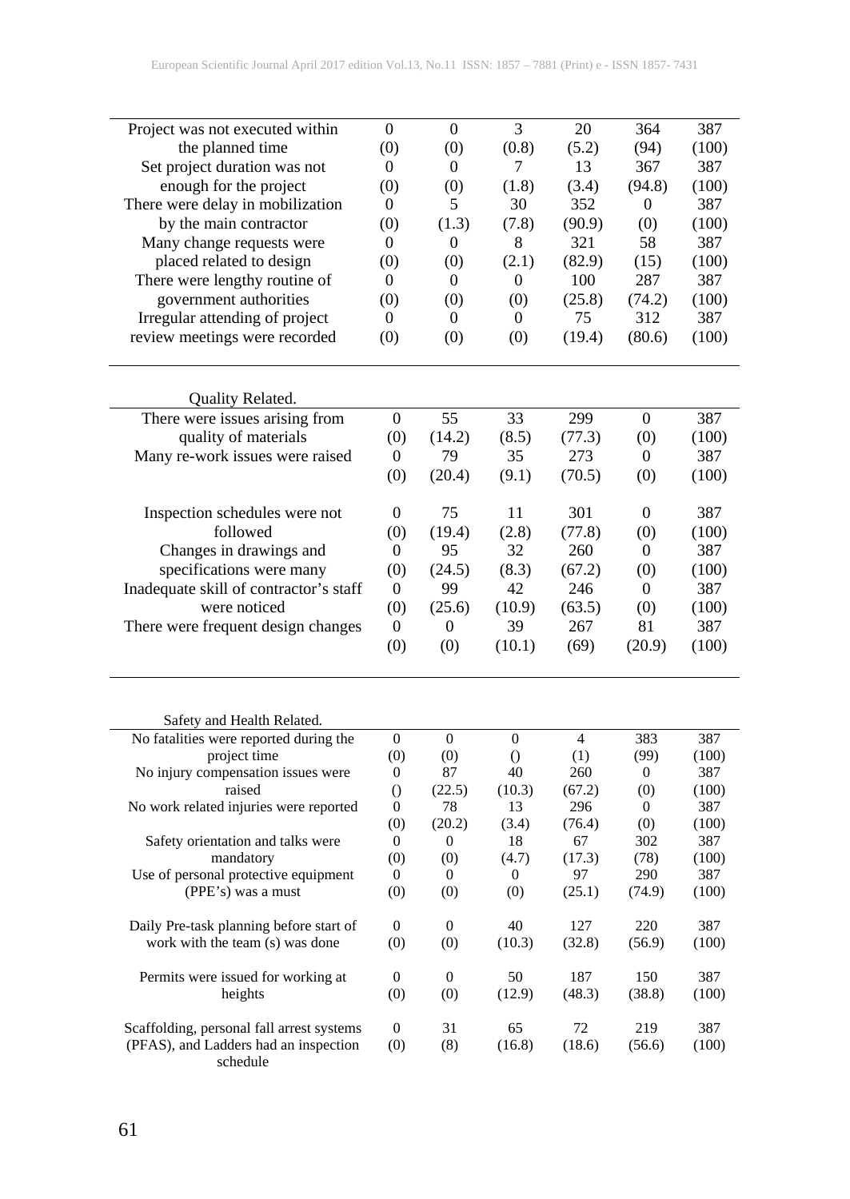| | | | | | | |
|---|---|---|---|---|---|---|
| Project was not executed within the planned time | 0<br>(0) | 0<br>(0) | 3<br>(0.8) | 20<br>(5.2) | 364<br>(94) | 387<br>(100) |
| Set project duration was not enough for the project | 0<br>(0) | 0<br>(0) | 7<br>(1.8) | 13<br>(3.4) | 367<br>(94.8) | 387<br>(100) |
| There were delay in mobilization by the main contractor | 0<br>(0) | 5<br>(1.3) | 30<br>(7.8) | 352<br>(90.9) | 0<br>(0) | 387<br>(100) |
| Many change requests were placed related to design | 0<br>(0) | 0<br>(0) | 8<br>(2.1) | 321<br>(82.9) | 58<br>(15) | 387<br>(100) |
| There were lengthy routine of government authorities | 0<br>(0) | 0<br>(0) | 0<br>(0) | 100<br>(25.8) | 287<br>(74.2) | 387<br>(100) |
| Irregular attending of project review meetings were recorded | 0<br>(0) | 0<br>(0) | 0<br>(0) | 75<br>(19.4) | 312<br>(80.6) | 387<br>(100) |
| **Quality Related.** | | | | | | |
| There were issues arising from quality of materials | 0<br>(0) | 55<br>(14.2) | 33<br>(8.5) | 299<br>(77.3) | 0<br>(0) | 387<br>(100) |
| Many re-work issues were raised | 0<br>(0) | 79<br>(20.4) | 35<br>(9.1) | 273<br>(70.5) | 0<br>(0) | 387<br>(100) |
| Inspection schedules were not followed | 0<br>(0) | 75<br>(19.4) | 11<br>(2.8) | 301<br>(77.8) | 0<br>(0) | 387<br>(100) |
| Changes in drawings and specifications were many | 0<br>(0) | 95<br>(24.5) | 32<br>(8.3) | 260<br>(67.2) | 0<br>(0) | 387<br>(100) |
| Inadequate skill of contractor's staff were noticed | 0<br>(0) | 99<br>(25.6) | 42<br>(10.9) | 246<br>(63.5) | 0<br>(0) | 387<br>(100) |
| There were frequent design changes | 0<br>(0) | 0<br>(0) | 39<br>(10.1) | 267<br>(69) | 81<br>(20.9) | 387<br>(100) |
| **Safety and Health Related.** | | | | | | |
| No fatalities were reported during the project time | 0<br>(0) | 0<br>(0) | 0<br>() | 4<br>(1) | 383<br>(99) | 387<br>(100) |
| No injury compensation issues were raised | 0<br>() | 87<br>(22.5) | 40<br>(10.3) | 260<br>(67.2) | 0<br>(0) | 387<br>(100) |
| No work related injuries were reported | 0<br>(0) | 78<br>(20.2) | 13<br>(3.4) | 296<br>(76.4) | 0<br>(0) | 387<br>(100) |
| Safety orientation and talks were mandatory | 0<br>(0) | 0<br>(0) | 18<br>(4.7) | 67<br>(17.3) | 302<br>(78) | 387<br>(100) |
| Use of personal protective equipment (PPE's) was a must | 0<br>(0) | 0<br>(0) | 0<br>(0) | 97<br>(25.1) | 290<br>(74.9) | 387<br>(100) |
| Daily Pre-task planning before start of work with the team (s) was done | 0<br>(0) | 0<br>(0) | 40<br>(10.3) | 127<br>(32.8) | 220<br>(56.9) | 387<br>(100) |
| Permits were issued for working at heights | 0<br>(0) | 0<br>(0) | 50<br>(12.9) | 187<br>(48.3) | 150<br>(38.8) | 387<br>(100) |
| Scaffolding, personal fall arrest systems (PFAS), and Ladders had an inspection schedule | 0<br>(0) | 31<br>(8) | 65<br>(16.8) | 72<br>(18.6) | 219<br>(56.6) | 387<br>(100) |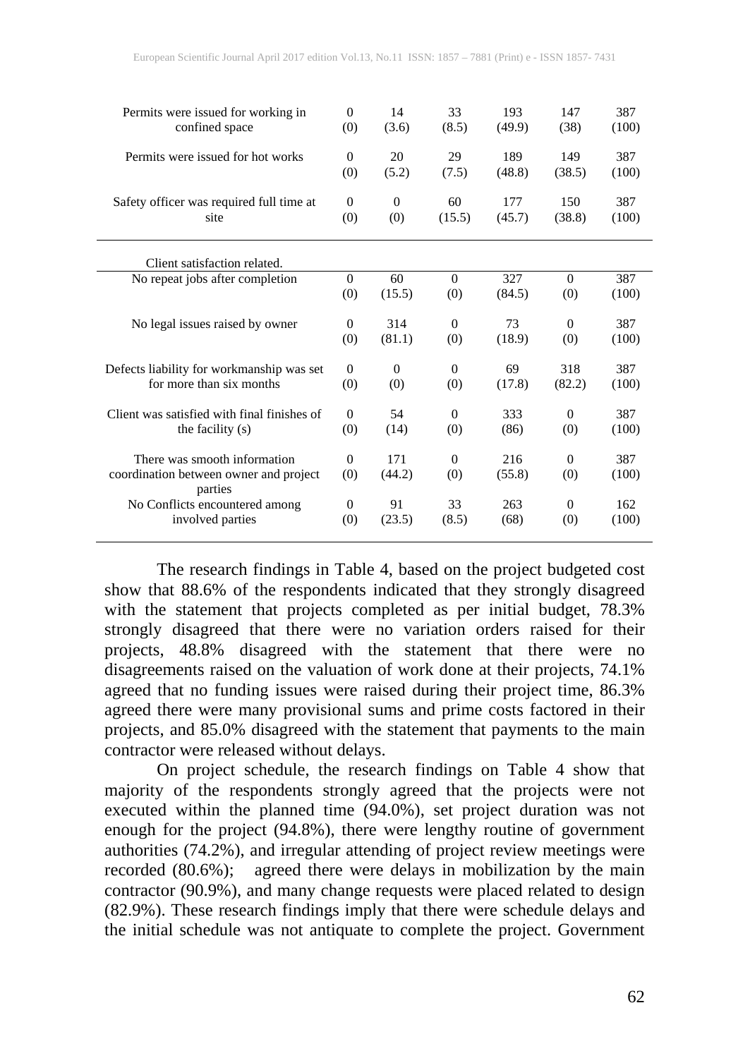| | | | | | | |
|---|---|---|---|---|---|---|
| Permits were issued for working in confined space | 0 (0) | 14 (3.6) | 33 (8.5) | 193 (49.9) | 147 (38) | 387 (100) |
| Permits were issued for hot works | 0 (0) | 20 (5.2) | 29 (7.5) | 189 (48.8) | 149 (38.5) | 387 (100) |
| Safety officer was required full time at site | 0 (0) | 0 (0) | 60 (15.5) | 177 (45.7) | 150 (38.8) | 387 (100) |
| Client satisfaction related. | | | | | | |
| No repeat jobs after completion | 0 (0) | 60 (15.5) | 0 (0) | 327 (84.5) | 0 (0) | 387 (100) |
| No legal issues raised by owner | 0 (0) | 314 (81.1) | 0 (0) | 73 (18.9) | 0 (0) | 387 (100) |
| Defects liability for workmanship was set for more than six months | 0 (0) | 0 (0) | 0 (0) | 69 (17.8) | 318 (82.2) | 387 (100) |
| Client was satisfied with final finishes of the facility (s) | 0 (0) | 54 (14) | 0 (0) | 333 (86) | 0 (0) | 387 (100) |
| There was smooth information coordination between owner and project parties | 0 (0) | 171 (44.2) | 0 (0) | 216 (55.8) | 0 (0) | 387 (100) |
| No Conflicts encountered among involved parties | 0 (0) | 91 (23.5) | 33 (8.5) | 263 (68) | 0 (0) | 162 (100) |

The research findings in Table 4, based on the project budgeted cost show that 88.6% of the respondents indicated that they strongly disagreed with the statement that projects completed as per initial budget, 78.3% strongly disagreed that there were no variation orders raised for their projects, 48.8% disagreed with the statement that there were no disagreements raised on the valuation of work done at their projects, 74.1% agreed that no funding issues were raised during their project time, 86.3% agreed there were many provisional sums and prime costs factored in their projects, and 85.0% disagreed with the statement that payments to the main contractor were released without delays.

On project schedule, the research findings on Table 4 show that majority of the respondents strongly agreed that the projects were not executed within the planned time (94.0%), set project duration was not enough for the project (94.8%), there were lengthy routine of government authorities (74.2%), and irregular attending of project review meetings were recorded (80.6%); agreed there were delays in mobilization by the main contractor (90.9%), and many change requests were placed related to design (82.9%). These research findings imply that there were schedule delays and the initial schedule was not antiquate to complete the project. Government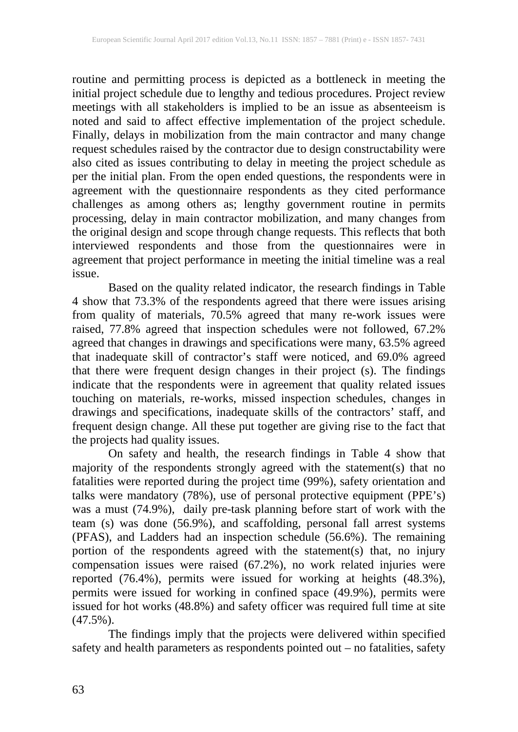routine and permitting process is depicted as a bottleneck in meeting the initial project schedule due to lengthy and tedious procedures. Project review meetings with all stakeholders is implied to be an issue as absenteeism is noted and said to affect effective implementation of the project schedule. Finally, delays in mobilization from the main contractor and many change request schedules raised by the contractor due to design constructability were also cited as issues contributing to delay in meeting the project schedule as per the initial plan. From the open ended questions, the respondents were in agreement with the questionnaire respondents as they cited performance challenges as among others as; lengthy government routine in permits processing, delay in main contractor mobilization, and many changes from the original design and scope through change requests. This reflects that both interviewed respondents and those from the questionnaires were in agreement that project performance in meeting the initial timeline was a real issue.

Based on the quality related indicator, the research findings in Table 4 show that 73.3% of the respondents agreed that there were issues arising from quality of materials, 70.5% agreed that many re-work issues were raised, 77.8% agreed that inspection schedules were not followed, 67.2% agreed that changes in drawings and specifications were many, 63.5% agreed that inadequate skill of contractor's staff were noticed, and 69.0% agreed that there were frequent design changes in their project (s). The findings indicate that the respondents were in agreement that quality related issues touching on materials, re-works, missed inspection schedules, changes in drawings and specifications, inadequate skills of the contractors' staff, and frequent design change. All these put together are giving rise to the fact that the projects had quality issues.

On safety and health, the research findings in Table 4 show that majority of the respondents strongly agreed with the statement(s) that no fatalities were reported during the project time (99%), safety orientation and talks were mandatory (78%), use of personal protective equipment (PPE's) was a must (74.9%), daily pre-task planning before start of work with the team (s) was done (56.9%), and scaffolding, personal fall arrest systems (PFAS), and Ladders had an inspection schedule (56.6%). The remaining portion of the respondents agreed with the statement(s) that, no injury compensation issues were raised (67.2%), no work related injuries were reported (76.4%), permits were issued for working at heights (48.3%), permits were issued for working in confined space (49.9%), permits were issued for hot works (48.8%) and safety officer was required full time at site (47.5%).

The findings imply that the projects were delivered within specified safety and health parameters as respondents pointed out – no fatalities, safety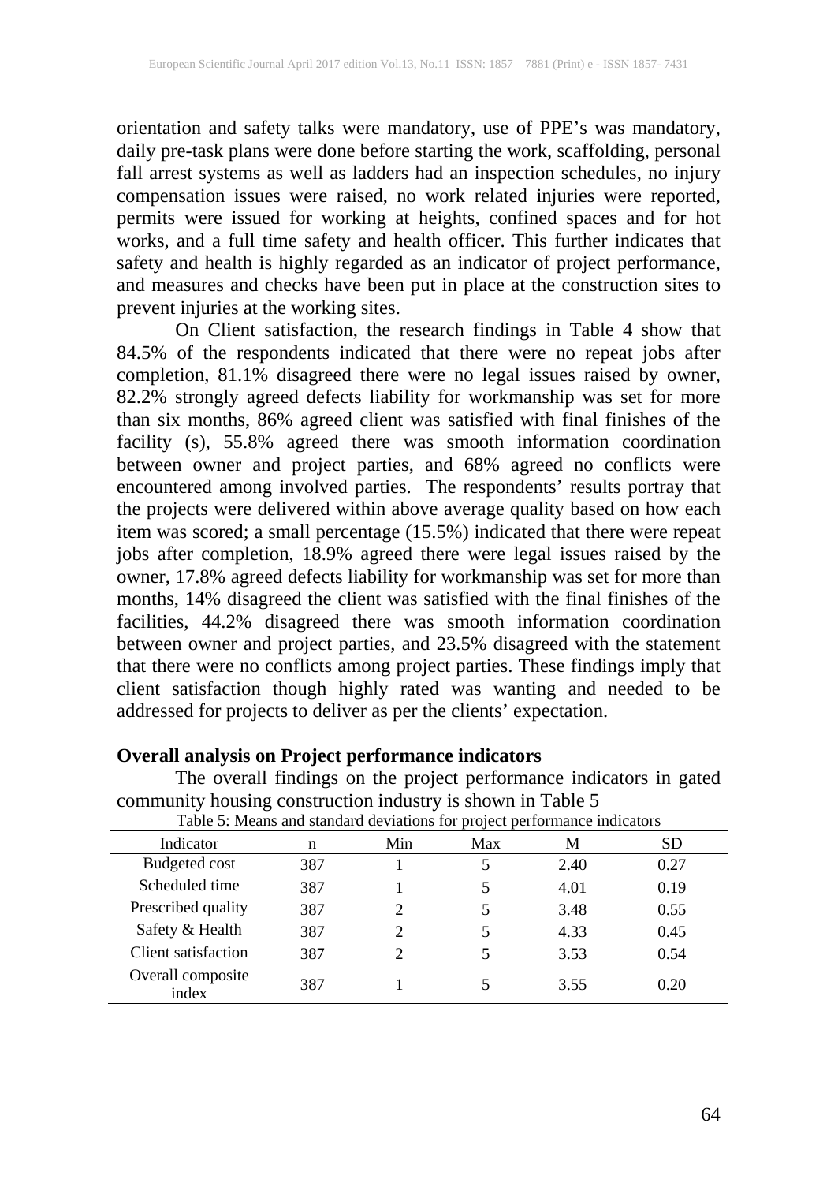orientation and safety talks were mandatory, use of PPE's was mandatory, daily pre-task plans were done before starting the work, scaffolding, personal fall arrest systems as well as ladders had an inspection schedules, no injury compensation issues were raised, no work related injuries were reported, permits were issued for working at heights, confined spaces and for hot works, and a full time safety and health officer. This further indicates that safety and health is highly regarded as an indicator of project performance, and measures and checks have been put in place at the construction sites to prevent injuries at the working sites.

On Client satisfaction, the research findings in Table 4 show that 84.5% of the respondents indicated that there were no repeat jobs after completion, 81.1% disagreed there were no legal issues raised by owner, 82.2% strongly agreed defects liability for workmanship was set for more than six months, 86% agreed client was satisfied with final finishes of the facility (s), 55.8% agreed there was smooth information coordination between owner and project parties, and 68% agreed no conflicts were encountered among involved parties. The respondents' results portray that the projects were delivered within above average quality based on how each item was scored; a small percentage (15.5%) indicated that there were repeat jobs after completion, 18.9% agreed there were legal issues raised by the owner, 17.8% agreed defects liability for workmanship was set for more than months, 14% disagreed the client was satisfied with the final finishes of the facilities, 44.2% disagreed there was smooth information coordination between owner and project parties, and 23.5% disagreed with the statement that there were no conflicts among project parties. These findings imply that client satisfaction though highly rated was wanting and needed to be addressed for projects to deliver as per the clients' expectation.

**Overall analysis on Project performance indicators**

The overall findings on the project performance indicators in gated community housing construction industry is shown in Table 5

Table 5: Means and standard deviations for project performance indicators

| Indicator | n | Min | Max | M | SD |
|---|---|---|---|---|---|
| Budgeted cost | 387 | 1 | 5 | 2.40 | 0.27 |
| Scheduled time | 387 | 1 | 5 | 4.01 | 0.19 |
| Prescribed quality | 387 | 2 | 5 | 3.48 | 0.55 |
| Safety & Health | 387 | 2 | 5 | 4.33 | 0.45 |
| Client satisfaction | 387 | 2 | 5 | 3.53 | 0.54 |
| Overall composite index | 387 | 1 | 5 | 3.55 | 0.20 |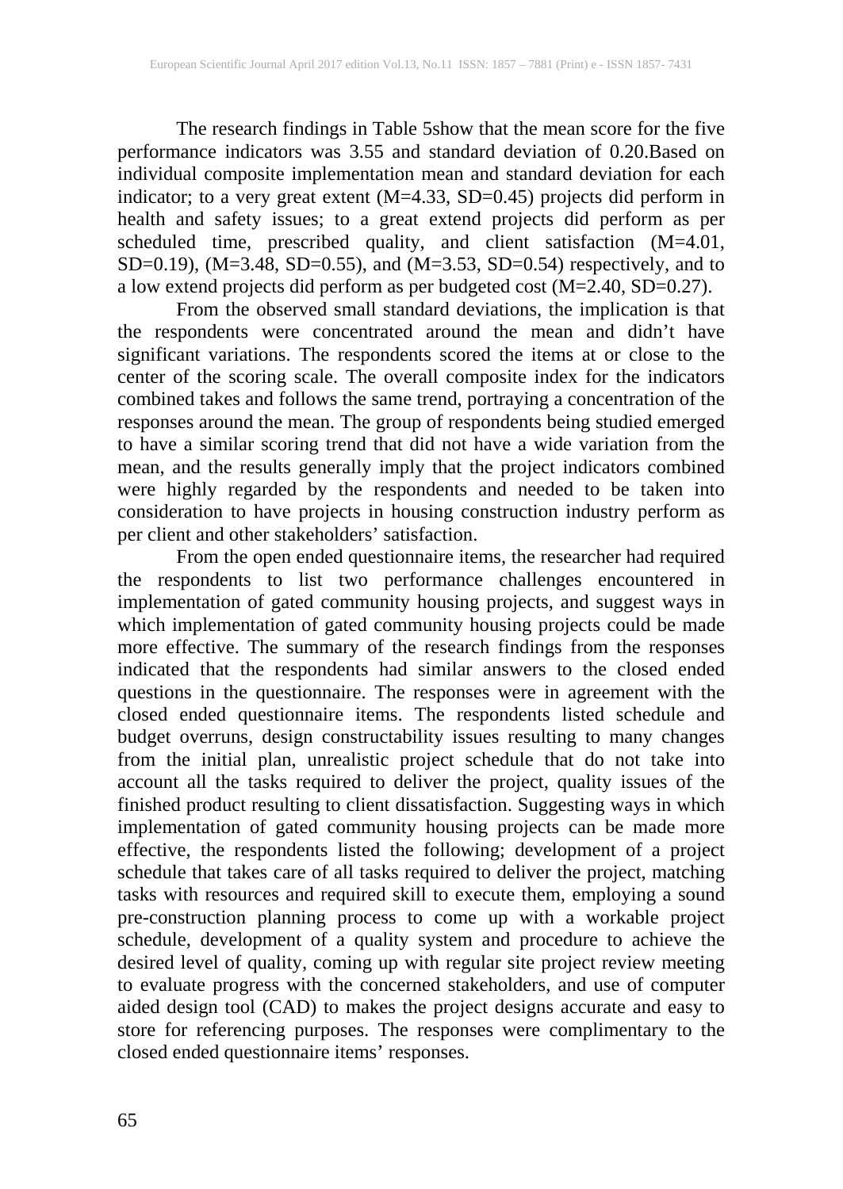The research findings in Table 5show that the mean score for the five performance indicators was 3.55 and standard deviation of 0.20.Based on individual composite implementation mean and standard deviation for each indicator; to a very great extent (M=4.33, SD=0.45) projects did perform in health and safety issues; to a great extend projects did perform as per scheduled time, prescribed quality, and client satisfaction (M=4.01, SD=0.19), (M=3.48, SD=0.55), and (M=3.53, SD=0.54) respectively, and to a low extend projects did perform as per budgeted cost (M=2.40, SD=0.27).

From the observed small standard deviations, the implication is that the respondents were concentrated around the mean and didn't have significant variations. The respondents scored the items at or close to the center of the scoring scale. The overall composite index for the indicators combined takes and follows the same trend, portraying a concentration of the responses around the mean. The group of respondents being studied emerged to have a similar scoring trend that did not have a wide variation from the mean, and the results generally imply that the project indicators combined were highly regarded by the respondents and needed to be taken into consideration to have projects in housing construction industry perform as per client and other stakeholders' satisfaction.

From the open ended questionnaire items, the researcher had required the respondents to list two performance challenges encountered in implementation of gated community housing projects, and suggest ways in which implementation of gated community housing projects could be made more effective. The summary of the research findings from the responses indicated that the respondents had similar answers to the closed ended questions in the questionnaire. The responses were in agreement with the closed ended questionnaire items. The respondents listed schedule and budget overruns, design constructability issues resulting to many changes from the initial plan, unrealistic project schedule that do not take into account all the tasks required to deliver the project, quality issues of the finished product resulting to client dissatisfaction. Suggesting ways in which implementation of gated community housing projects can be made more effective, the respondents listed the following; development of a project schedule that takes care of all tasks required to deliver the project, matching tasks with resources and required skill to execute them, employing a sound pre-construction planning process to come up with a workable project schedule, development of a quality system and procedure to achieve the desired level of quality, coming up with regular site project review meeting to evaluate progress with the concerned stakeholders, and use of computer aided design tool (CAD) to makes the project designs accurate and easy to store for referencing purposes. The responses were complimentary to the closed ended questionnaire items' responses.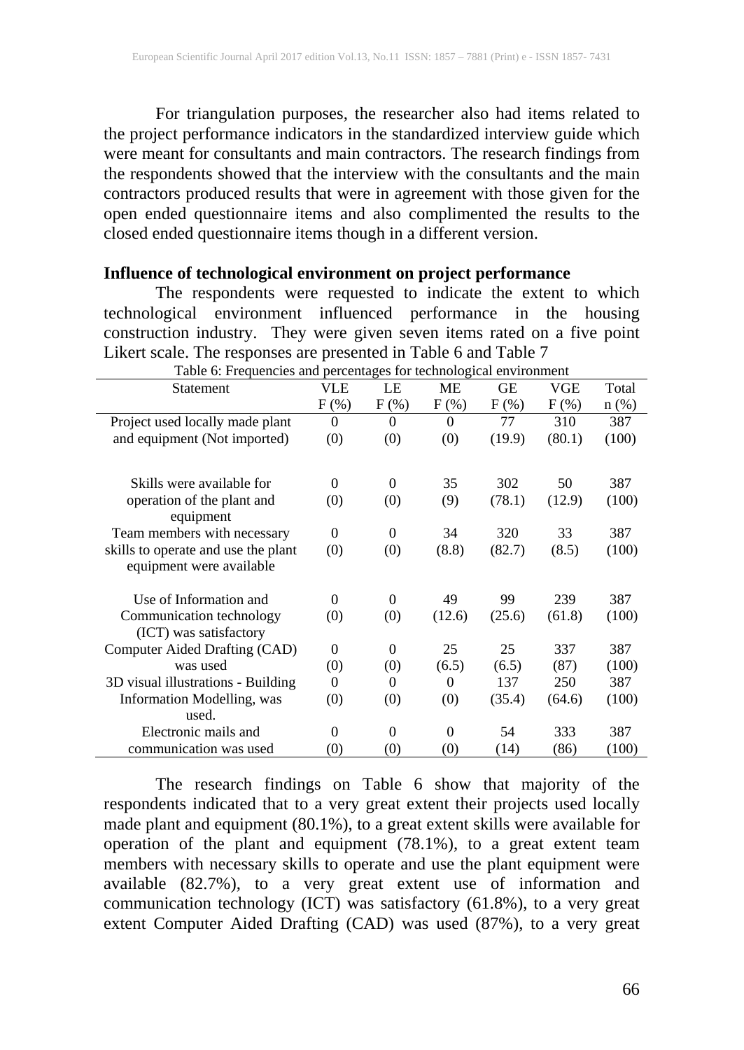For triangulation purposes, the researcher also had items related to the project performance indicators in the standardized interview guide which were meant for consultants and main contractors. The research findings from the respondents showed that the interview with the consultants and the main contractors produced results that were in agreement with those given for the open ended questionnaire items and also complimented the results to the closed ended questionnaire items though in a different version.

**Influence of technological environment on project performance**

The respondents were requested to indicate the extent to which technological environment influenced performance in the housing construction industry. They were given seven items rated on a five point Likert scale. The responses are presented in Table 6 and Table 7

Table 6: Frequencies and percentages for technological environment

| Statement | VLE F (%) | LE F (%) | ME F (%) | GE F (%) | VGE F (%) | Total n (%) |
|---|---|---|---|---|---|---|
| Project used locally made plant and equipment (Not imported) | 0 (0) | 0 (0) | 0 (0) | 77 (19.9) | 310 (80.1) | 387 (100) |
| Skills were available for operation of the plant and equipment | 0 (0) | 0 (0) | 35 (9) | 302 (78.1) | 50 (12.9) | 387 (100) |
| Team members with necessary skills to operate and use the plant equipment were available | 0 (0) | 0 (0) | 34 (8.8) | 320 (82.7) | 33 (8.5) | 387 (100) |
| Use of Information and Communication technology (ICT) was satisfactory | 0 (0) | 0 (0) | 49 (12.6) | 99 (25.6) | 239 (61.8) | 387 (100) |
| Computer Aided Drafting (CAD) was used | 0 (0) | 0 (0) | 25 (6.5) | 25 (6.5) | 337 (87) | 387 (100) |
| 3D visual illustrations - Building Information Modelling, was used. | 0 (0) | 0 (0) | 0 (0) | 137 (35.4) | 250 (64.6) | 387 (100) |
| Electronic mails and communication was used | 0 (0) | 0 (0) | 0 (0) | 54 (14) | 333 (86) | 387 (100) |

The research findings on Table 6 show that majority of the respondents indicated that to a very great extent their projects used locally made plant and equipment (80.1%), to a great extent skills were available for operation of the plant and equipment (78.1%), to a great extent team members with necessary skills to operate and use the plant equipment were available (82.7%), to a very great extent use of information and communication technology (ICT) was satisfactory (61.8%), to a very great extent Computer Aided Drafting (CAD) was used (87%), to a very great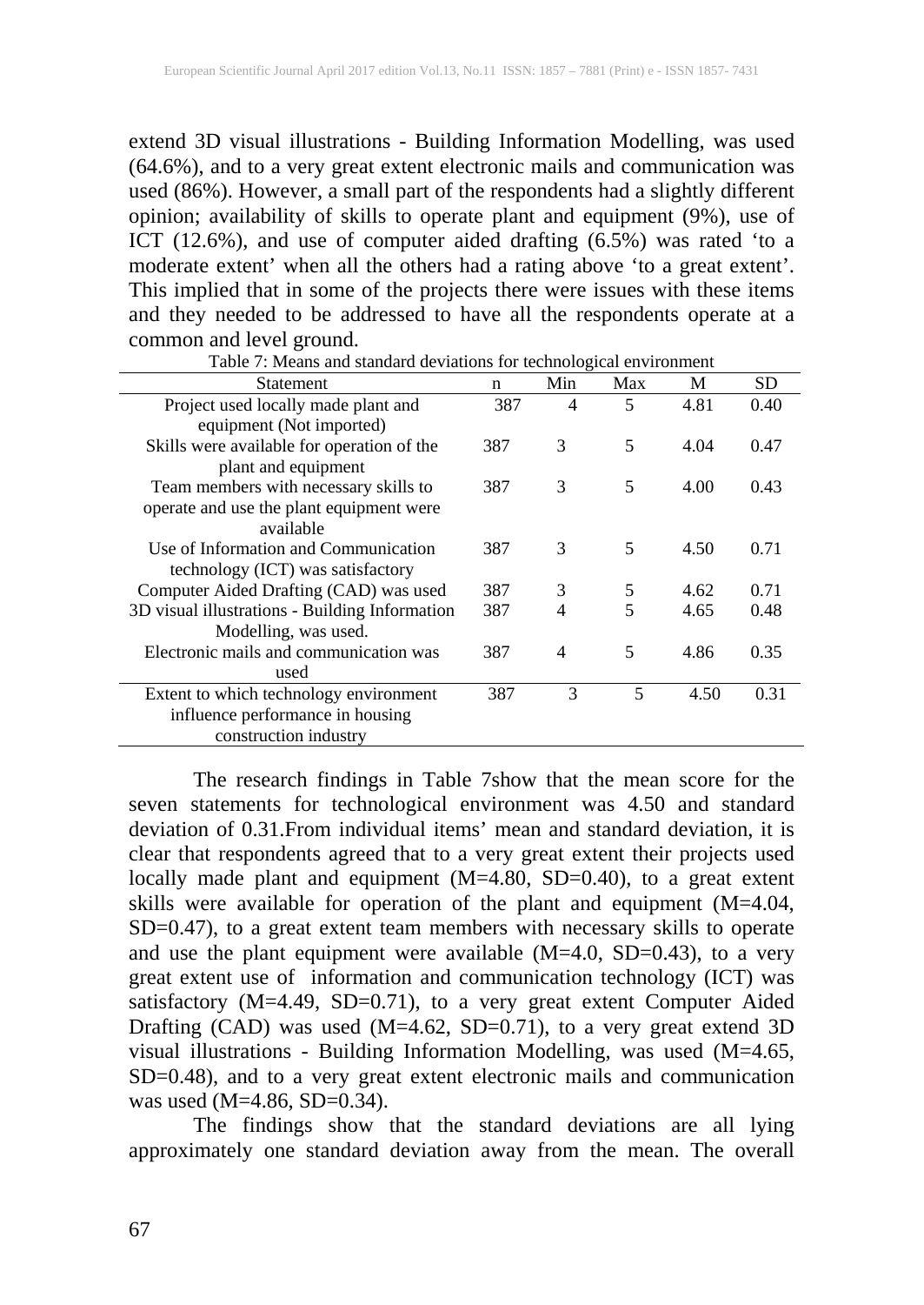extend 3D visual illustrations - Building Information Modelling, was used (64.6%), and to a very great extent electronic mails and communication was used (86%). However, a small part of the respondents had a slightly different opinion; availability of skills to operate plant and equipment (9%), use of ICT (12.6%), and use of computer aided drafting (6.5%) was rated 'to a moderate extent' when all the others had a rating above 'to a great extent'. This implied that in some of the projects there were issues with these items and they needed to be addressed to have all the respondents operate at a common and level ground.

Table 7: Means and standard deviations for technological environment

| Statement | n | Min | Max | M | SD |
|---|---|---|---|---|---|
| Project used locally made plant and equipment (Not imported) | 387 | 4 | 5 | 4.81 | 0.40 |
| Skills were available for operation of the plant and equipment | 387 | 3 | 5 | 4.04 | 0.47 |
| Team members with necessary skills to operate and use the plant equipment were available | 387 | 3 | 5 | 4.00 | 0.43 |
| Use of Information and Communication technology (ICT) was satisfactory | 387 | 3 | 5 | 4.50 | 0.71 |
| Computer Aided Drafting (CAD) was used | 387 | 3 | 5 | 4.62 | 0.71 |
| 3D visual illustrations - Building Information Modelling, was used. | 387 | 4 | 5 | 4.65 | 0.48 |
| Electronic mails and communication was used | 387 | 4 | 5 | 4.86 | 0.35 |
| Extent to which technology environment influence performance in housing construction industry | 387 | 3 | 5 | 4.50 | 0.31 |

The research findings in Table 7show that the mean score for the seven statements for technological environment was 4.50 and standard deviation of 0.31.From individual items' mean and standard deviation, it is clear that respondents agreed that to a very great extent their projects used locally made plant and equipment (M=4.80, SD=0.40), to a great extent skills were available for operation of the plant and equipment (M=4.04, SD=0.47), to a great extent team members with necessary skills to operate and use the plant equipment were available (M=4.0, SD=0.43), to a very great extent use of information and communication technology (ICT) was satisfactory (M=4.49, SD=0.71), to a very great extent Computer Aided Drafting (CAD) was used (M=4.62, SD=0.71), to a very great extend 3D visual illustrations - Building Information Modelling, was used (M=4.65, SD=0.48), and to a very great extent electronic mails and communication was used (M=4.86, SD=0.34).

The findings show that the standard deviations are all lying approximately one standard deviation away from the mean. The overall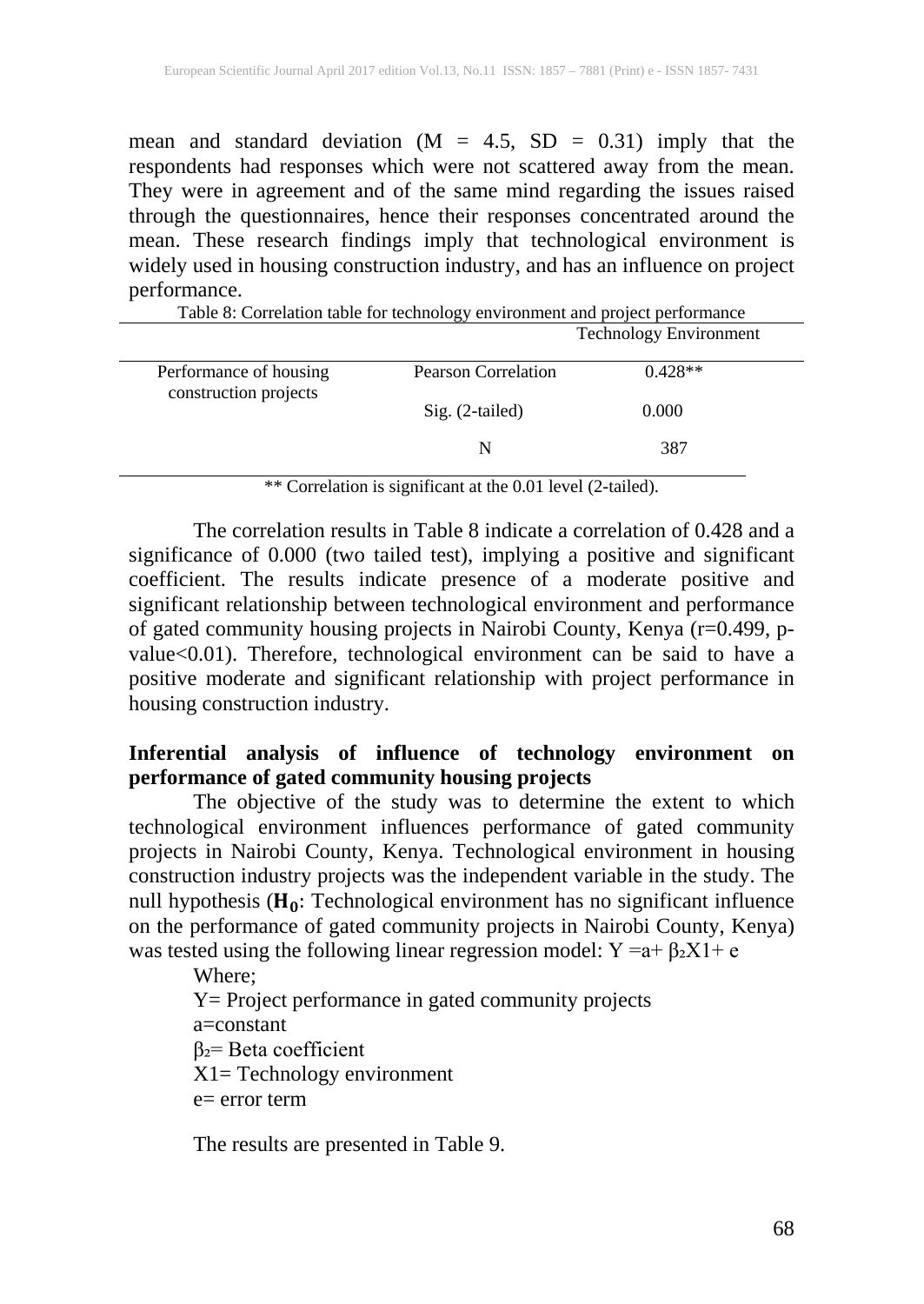mean and standard deviation ($M = 4.5$, $SD = 0.31$) imply that the respondents had responses which were not scattered away from the mean. They were in agreement and of the same mind regarding the issues raised through the questionnaires, hence their responses concentrated around the mean. These research findings imply that technological environment is widely used in housing construction industry, and has an influence on project performance.

Table 8: Correlation table for technology environment and project performance

| | | Technology Environment |
|---|---|---|
| Performance of housing construction projects | Pearson Correlation | 0.428** |
| | Sig. (2-tailed) | 0.000 |
| | N | 387 |

** Correlation is significant at the 0.01 level (2-tailed).

The correlation results in Table 8 indicate a correlation of 0.428 and a significance of 0.000 (two tailed test), implying a positive and significant coefficient. The results indicate presence of a moderate positive and significant relationship between technological environment and performance of gated community housing projects in Nairobi County, Kenya ($r=0.499$, $p\text{-value}<0.01$). Therefore, technological environment can be said to have a positive moderate and significant relationship with project performance in housing construction industry.

**Inferential analysis of influence of technology environment on performance of gated community housing projects**

The objective of the study was to determine the extent to which technological environment influences performance of gated community projects in Nairobi County, Kenya. Technological environment in housing construction industry projects was the independent variable in the study. The null hypothesis (**$H_0$**: Technological environment has no significant influence on the performance of gated community projects in Nairobi County, Kenya) was tested using the following linear regression model: $Y = a + \beta_2 X1 + e$

Where;

Y= Project performance in gated community projects

a=constant

$\beta_2$= Beta coefficient

X1= Technology environment

e= error term

The results are presented in Table 9.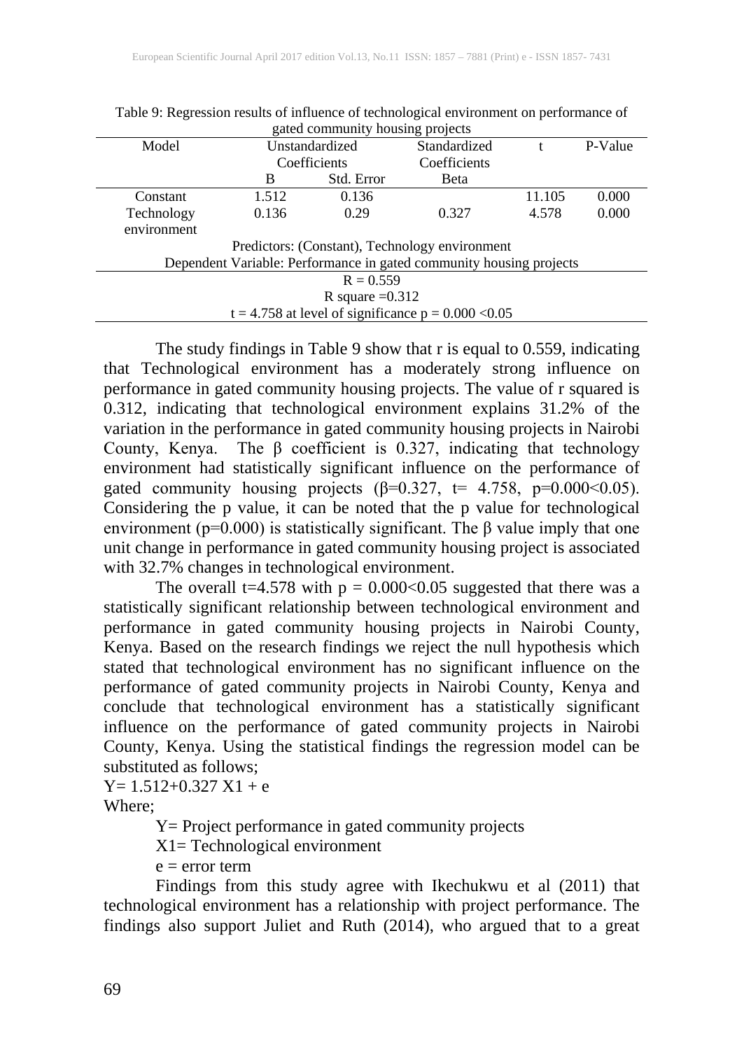Table 9: Regression results of influence of technological environment on performance of gated community housing projects

| Model | Unstandardized Coefficients | | Standardized Coefficients | t | P-Value |
|---|---|---|---|---|---|
| | B | Std. Error | Beta | | |
| Constant | 1.512 | 0.136 | | 11.105 | 0.000 |
| Technology environment | 0.136 | 0.29 | 0.327 | 4.578 | 0.000 |
| Predictors: (Constant), Technology environment | | | | | |
| Dependent Variable: Performance in gated community housing projects | | | | | |
| R = 0.559 | | | | | |
| R square =0.312 | | | | | |
| t = 4.758 at level of significance p = 0.000 <0.05 | | | | | |

The study findings in Table 9 show that r is equal to 0.559, indicating that Technological environment has a moderately strong influence on performance in gated community housing projects. The value of r squared is 0.312, indicating that technological environment explains 31.2% of the variation in the performance in gated community housing projects in Nairobi County, Kenya. The β coefficient is 0.327, indicating that technology environment had statistically significant influence on the performance of gated community housing projects (β=0.327, t= 4.758, p=0.000<0.05). Considering the p value, it can be noted that the p value for technological environment (p=0.000) is statistically significant. The β value imply that one unit change in performance in gated community housing project is associated with 32.7% changes in technological environment.

The overall t=4.578 with p = 0.000<0.05 suggested that there was a statistically significant relationship between technological environment and performance in gated community housing projects in Nairobi County, Kenya. Based on the research findings we reject the null hypothesis which stated that technological environment has no significant influence on the performance of gated community projects in Nairobi County, Kenya and conclude that technological environment has a statistically significant influence on the performance of gated community projects in Nairobi County, Kenya. Using the statistical findings the regression model can be substituted as follows;

$Y= 1.512+0.327 X1 + e$

Where;

Y= Project performance in gated community projects

X1= Technological environment

e = error term

Findings from this study agree with Ikechukwu et al (2011) that technological environment has a relationship with project performance. The findings also support Juliet and Ruth (2014), who argued that to a great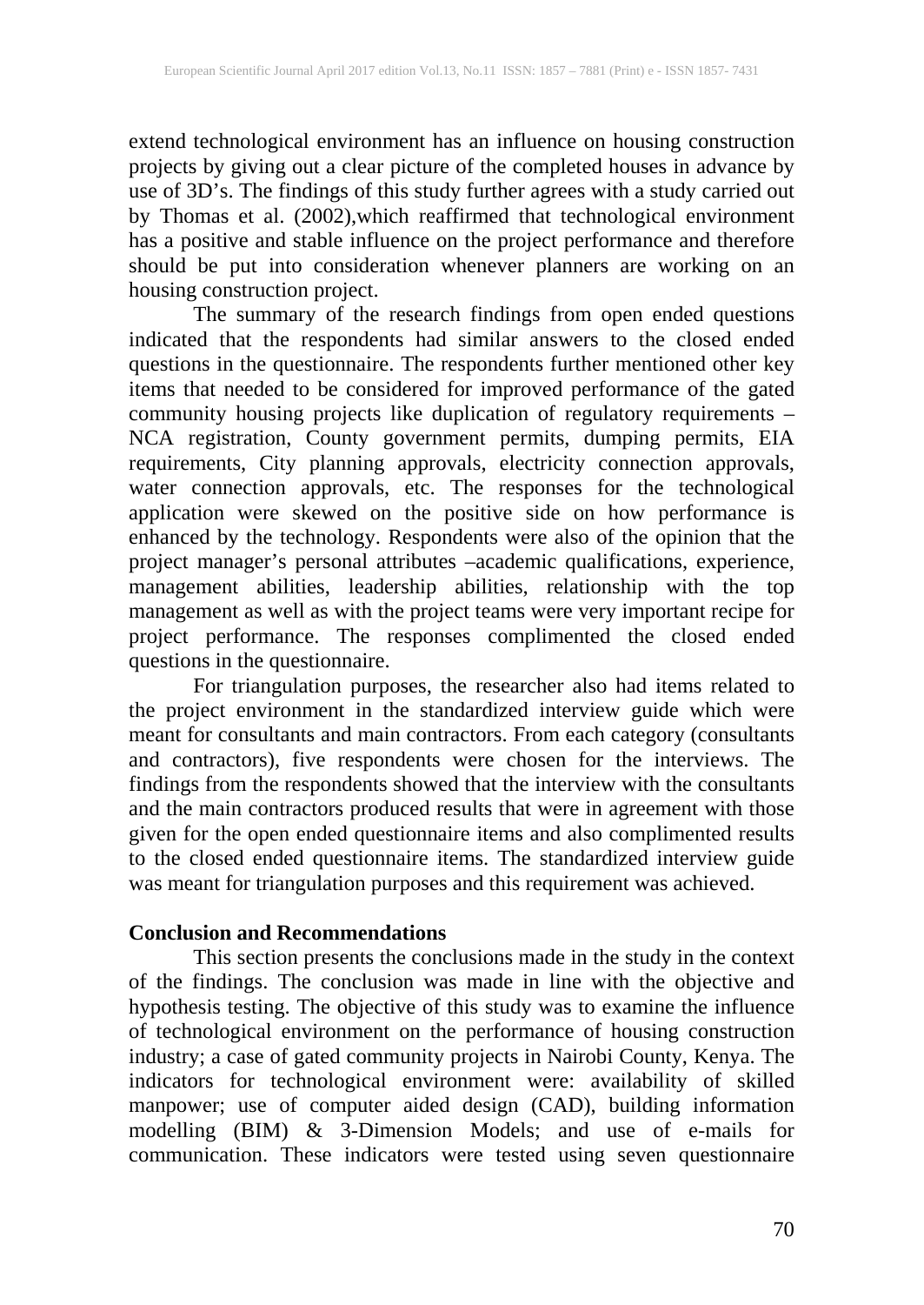extend technological environment has an influence on housing construction projects by giving out a clear picture of the completed houses in advance by use of 3D's. The findings of this study further agrees with a study carried out by Thomas et al. (2002),which reaffirmed that technological environment has a positive and stable influence on the project performance and therefore should be put into consideration whenever planners are working on an housing construction project.

The summary of the research findings from open ended questions indicated that the respondents had similar answers to the closed ended questions in the questionnaire. The respondents further mentioned other key items that needed to be considered for improved performance of the gated community housing projects like duplication of regulatory requirements – NCA registration, County government permits, dumping permits, EIA requirements, City planning approvals, electricity connection approvals, water connection approvals, etc. The responses for the technological application were skewed on the positive side on how performance is enhanced by the technology. Respondents were also of the opinion that the project manager's personal attributes –academic qualifications, experience, management abilities, leadership abilities, relationship with the top management as well as with the project teams were very important recipe for project performance. The responses complimented the closed ended questions in the questionnaire.

For triangulation purposes, the researcher also had items related to the project environment in the standardized interview guide which were meant for consultants and main contractors. From each category (consultants and contractors), five respondents were chosen for the interviews. The findings from the respondents showed that the interview with the consultants and the main contractors produced results that were in agreement with those given for the open ended questionnaire items and also complimented results to the closed ended questionnaire items. The standardized interview guide was meant for triangulation purposes and this requirement was achieved.

## Conclusion and Recommendations

This section presents the conclusions made in the study in the context of the findings. The conclusion was made in line with the objective and hypothesis testing. The objective of this study was to examine the influence of technological environment on the performance of housing construction industry; a case of gated community projects in Nairobi County, Kenya. The indicators for technological environment were: availability of skilled manpower; use of computer aided design (CAD), building information modelling (BIM) & 3-Dimension Models; and use of e-mails for communication. These indicators were tested using seven questionnaire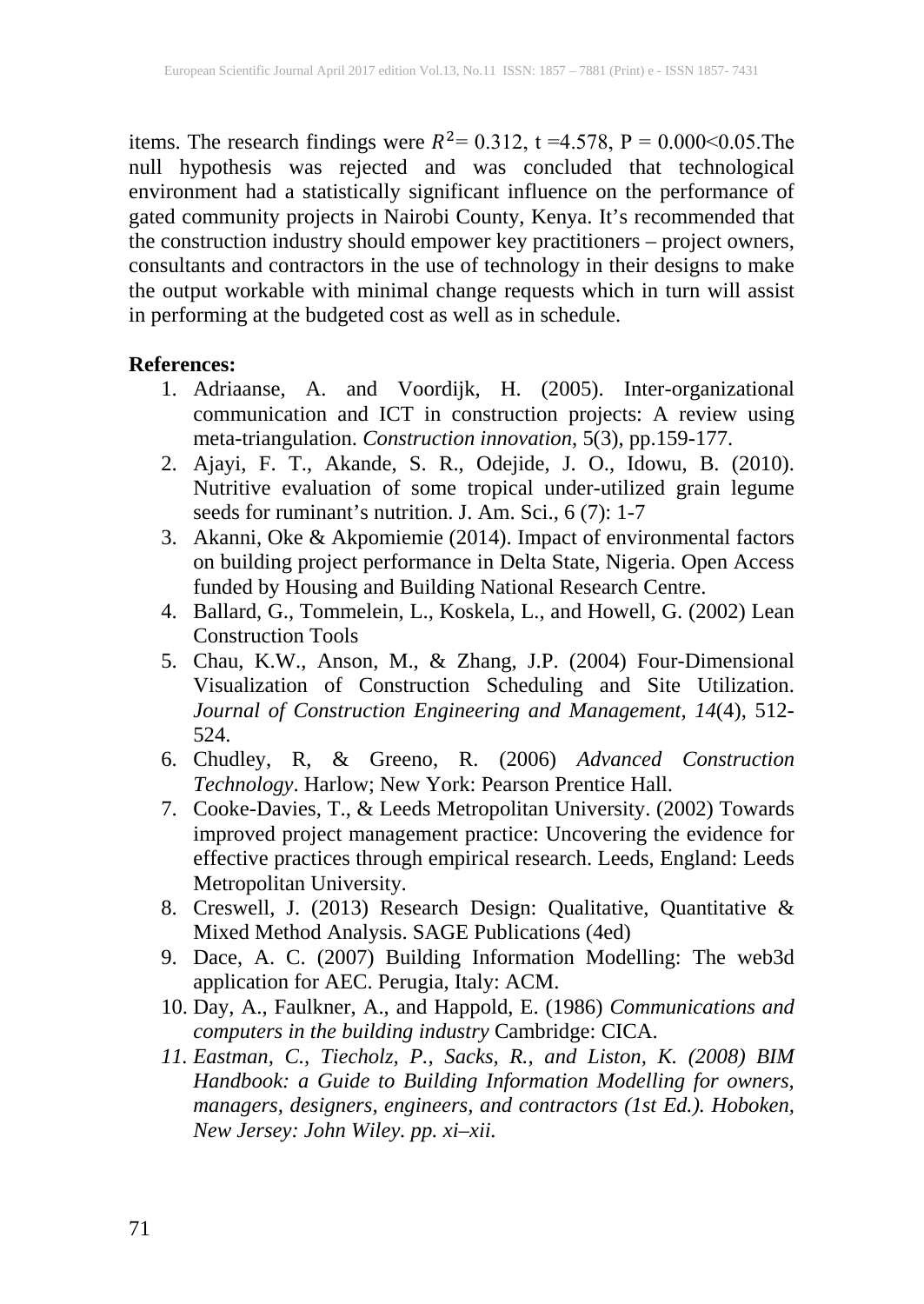items. The research findings were $R^2$= 0.312, t =4.578, P = 0.000<0.05.The null hypothesis was rejected and was concluded that technological environment had a statistically significant influence on the performance of gated community projects in Nairobi County, Kenya. It's recommended that the construction industry should empower key practitioners – project owners, consultants and contractors in the use of technology in their designs to make the output workable with minimal change requests which in turn will assist in performing at the budgeted cost as well as in schedule.

**References:**

1. Adriaanse, A. and Voordijk, H. (2005). Inter-organizational communication and ICT in construction projects: A review using meta-triangulation. *Construction innovation*, 5(3), pp.159-177.
2. Ajayi, F. T., Akande, S. R., Odejide, J. O., Idowu, B. (2010). Nutritive evaluation of some tropical under-utilized grain legume seeds for ruminant's nutrition. J. Am. Sci., 6 (7): 1-7
3. Akanni, Oke & Akpomiemie (2014). Impact of environmental factors on building project performance in Delta State, Nigeria. Open Access funded by Housing and Building National Research Centre.
4. Ballard, G., Tommelein, L., Koskela, L., and Howell, G. (2002) Lean Construction Tools
5. Chau, K.W., Anson, M., & Zhang, J.P. (2004) Four-Dimensional Visualization of Construction Scheduling and Site Utilization. *Journal of Construction Engineering and Management*, *14*(4), 512-524.
6. Chudley, R, & Greeno, R. (2006) *Advanced Construction Technology*. Harlow; New York: Pearson Prentice Hall.
7. Cooke-Davies, T., & Leeds Metropolitan University. (2002) Towards improved project management practice: Uncovering the evidence for effective practices through empirical research. Leeds, England: Leeds Metropolitan University.
8. Creswell, J. (2013) Research Design: Qualitative, Quantitative & Mixed Method Analysis. SAGE Publications (4ed)
9. Dace, A. C. (2007) Building Information Modelling: The web3d application for AEC. Perugia, Italy: ACM.
10. Day, A., Faulkner, A., and Happold, E. (1986) *Communications and computers in the building industry* Cambridge: CICA.
11. *Eastman, C., Tiecholz, P., Sacks, R., and Liston, K. (2008) BIM Handbook: a Guide to Building Information Modelling for owners, managers, designers, engineers, and contractors (1st Ed.). Hoboken, New Jersey: John Wiley. pp. xi–xii.*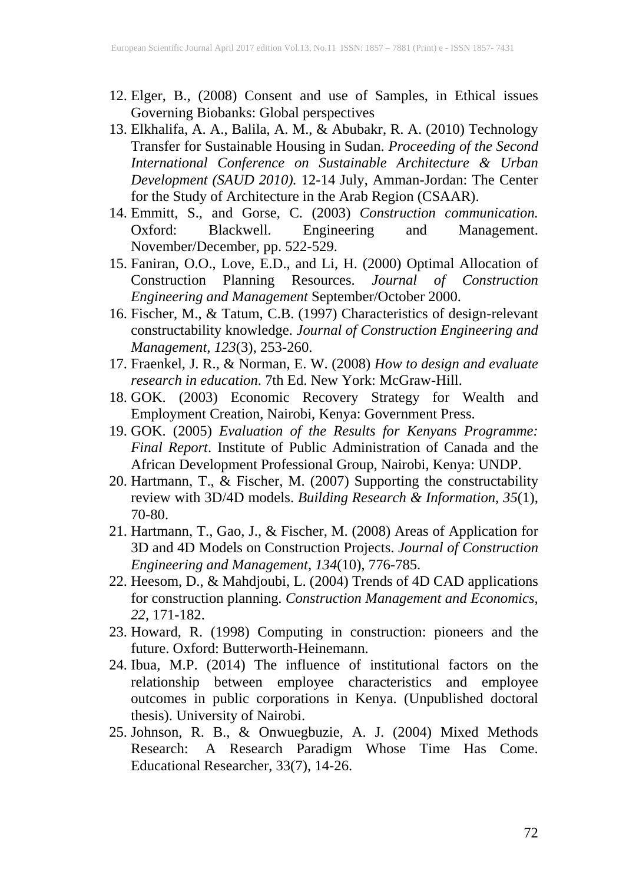12. Elger, B., (2008) Consent and use of Samples, in Ethical issues Governing Biobanks: Global perspectives
13. Elkhalifa, A. A., Balila, A. M., & Abubakr, R. A. (2010) Technology Transfer for Sustainable Housing in Sudan. *Proceeding of the Second International Conference on Sustainable Architecture & Urban Development (SAUD 2010).* 12-14 July, Amman-Jordan: The Center for the Study of Architecture in the Arab Region (CSAAR).
14. Emmitt, S., and Gorse, C. (2003) *Construction communication.* Oxford: Blackwell. Engineering and Management. November/December, pp. 522-529.
15. Faniran, O.O., Love, E.D., and Li, H. (2000) Optimal Allocation of Construction Planning Resources. *Journal of Construction Engineering and Management* September/October 2000.
16. Fischer, M., & Tatum, C.B. (1997) Characteristics of design-relevant constructability knowledge. *Journal of Construction Engineering and Management, 123*(3), 253-260.
17. Fraenkel, J. R., & Norman, E. W. (2008) *How to design and evaluate research in education*. 7th Ed. New York: McGraw-Hill.
18. GOK. (2003) Economic Recovery Strategy for Wealth and Employment Creation, Nairobi, Kenya: Government Press.
19. GOK. (2005) *Evaluation of the Results for Kenyans Programme: Final Report*. Institute of Public Administration of Canada and the African Development Professional Group, Nairobi, Kenya: UNDP.
20. Hartmann, T., & Fischer, M. (2007) Supporting the constructability review with 3D/4D models. *Building Research & Information, 35*(1), 70-80.
21. Hartmann, T., Gao, J., & Fischer, M. (2008) Areas of Application for 3D and 4D Models on Construction Projects. *Journal of Construction Engineering and Management, 134*(10), 776-785.
22. Heesom, D., & Mahdjoubi, L. (2004) Trends of 4D CAD applications for construction planning. *Construction Management and Economics, 22*, 171-182.
23. Howard, R. (1998) Computing in construction: pioneers and the future. Oxford: Butterworth-Heinemann.
24. Ibua, M.P. (2014) The influence of institutional factors on the relationship between employee characteristics and employee outcomes in public corporations in Kenya. (Unpublished doctoral thesis). University of Nairobi.
25. Johnson, R. B., & Onwuegbuzie, A. J. (2004) Mixed Methods Research: A Research Paradigm Whose Time Has Come. Educational Researcher, 33(7), 14-26.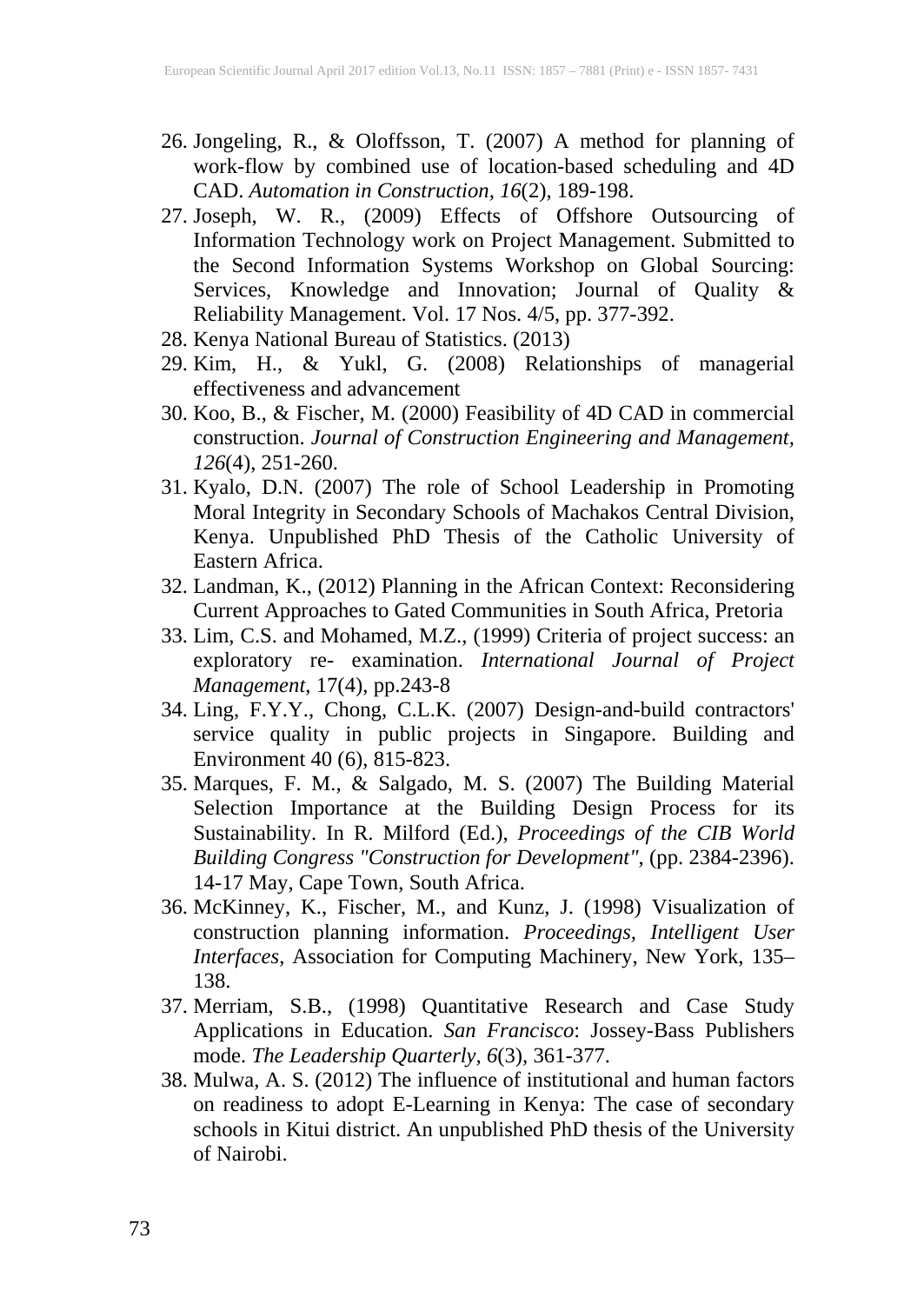26. Jongeling, R., & Oloffsson, T. (2007) A method for planning of work-flow by combined use of location-based scheduling and 4D CAD. *Automation in Construction, 16*(2), 189-198.
27. Joseph, W. R., (2009) Effects of Offshore Outsourcing of Information Technology work on Project Management. Submitted to the Second Information Systems Workshop on Global Sourcing: Services, Knowledge and Innovation; Journal of Quality & Reliability Management. Vol. 17 Nos. 4/5, pp. 377-392.
28. Kenya National Bureau of Statistics. (2013)
29. Kim, H., & Yukl, G. (2008) Relationships of managerial effectiveness and advancement
30. Koo, B., & Fischer, M. (2000) Feasibility of 4D CAD in commercial construction. *Journal of Construction Engineering and Management, 126*(4), 251-260.
31. Kyalo, D.N. (2007) The role of School Leadership in Promoting Moral Integrity in Secondary Schools of Machakos Central Division, Kenya. Unpublished PhD Thesis of the Catholic University of Eastern Africa.
32. Landman, K., (2012) Planning in the African Context: Reconsidering Current Approaches to Gated Communities in South Africa, Pretoria
33. Lim, C.S. and Mohamed, M.Z., (1999) Criteria of project success: an exploratory re- examination. *International Journal of Project Management*, 17(4), pp.243-8
34. Ling, F.Y.Y., Chong, C.L.K. (2007) Design-and-build contractors' service quality in public projects in Singapore. Building and Environment 40 (6), 815-823.
35. Marques, F. M., & Salgado, M. S. (2007) The Building Material Selection Importance at the Building Design Process for its Sustainability. In R. Milford (Ed.), *Proceedings of the CIB World Building Congress "Construction for Development"*, (pp. 2384-2396). 14-17 May, Cape Town, South Africa.
36. McKinney, K., Fischer, M., and Kunz, J. (1998) Visualization of construction planning information. *Proceedings, Intelligent User Interfaces*, Association for Computing Machinery, New York, 135–138.
37. Merriam, S.B., (1998) Quantitative Research and Case Study Applications in Education. *San Francisco*: Jossey-Bass Publishers mode. *The Leadership Quarterly, 6*(3), 361-377.
38. Mulwa, A. S. (2012) The influence of institutional and human factors on readiness to adopt E-Learning in Kenya: The case of secondary schools in Kitui district. An unpublished PhD thesis of the University of Nairobi.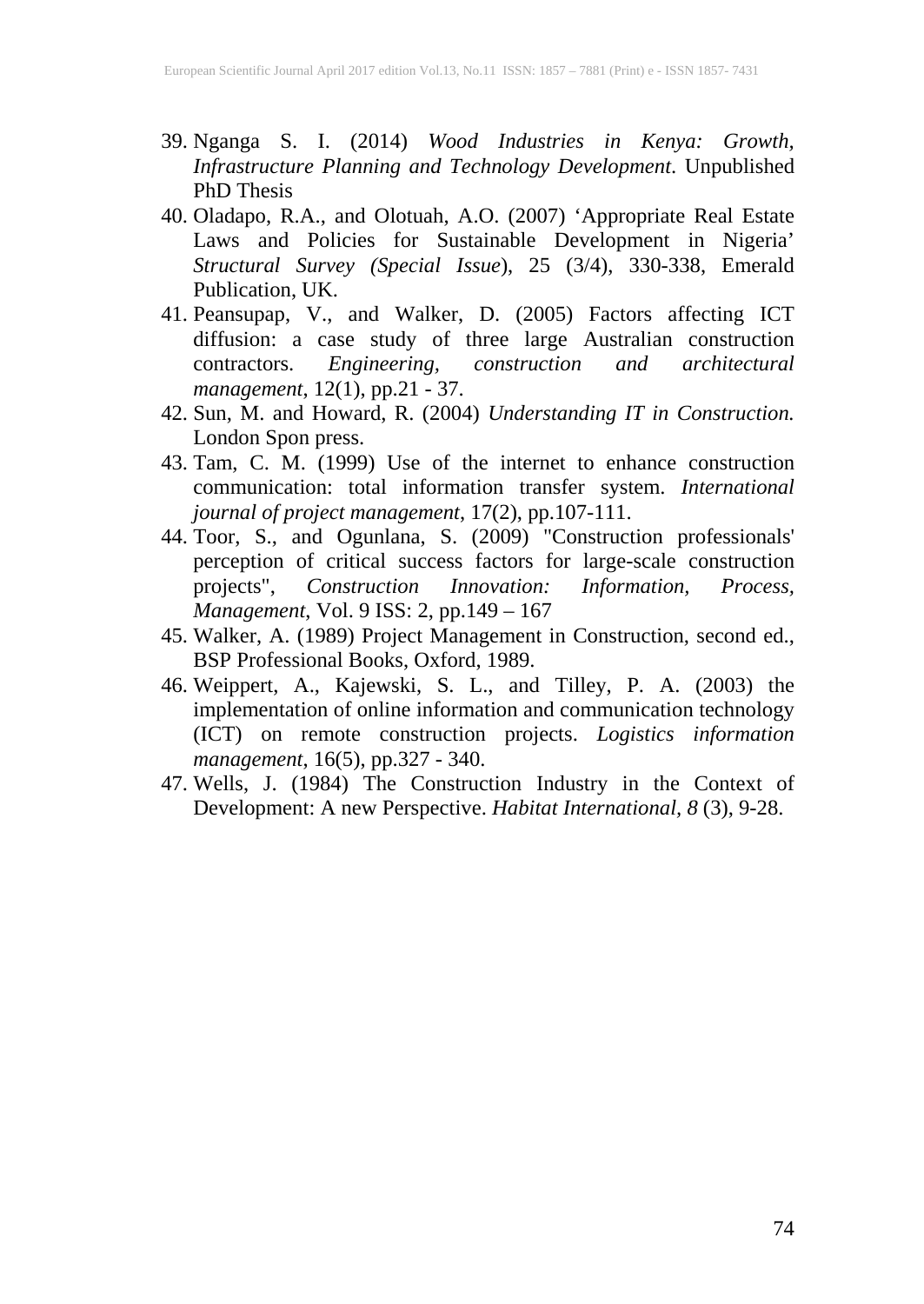39. Nganga S. I. (2014) *Wood Industries in Kenya: Growth, Infrastructure Planning and Technology Development*. Unpublished PhD Thesis
40. Oladapo, R.A., and Olotuah, A.O. (2007) 'Appropriate Real Estate Laws and Policies for Sustainable Development in Nigeria' *Structural Survey (Special Issue*), 25 (3/4), 330-338, Emerald Publication, UK.
41. Peansupap, V., and Walker, D. (2005) Factors affecting ICT diffusion: a case study of three large Australian construction contractors. *Engineering, construction and architectural management*, 12(1), pp.21 - 37.
42. Sun, M. and Howard, R. (2004) *Understanding IT in Construction.* London Spon press.
43. Tam, C. M. (1999) Use of the internet to enhance construction communication: total information transfer system. *International journal of project management*, 17(2), pp.107-111.
44. Toor, S., and Ogunlana, S. (2009) "Construction professionals' perception of critical success factors for large-scale construction projects", *Construction Innovation: Information, Process, Management*, Vol. 9 ISS: 2, pp.149 – 167
45. Walker, A. (1989) Project Management in Construction, second ed., BSP Professional Books, Oxford, 1989.
46. Weippert, A., Kajewski, S. L., and Tilley, P. A. (2003) the implementation of online information and communication technology (ICT) on remote construction projects. *Logistics information management*, 16(5), pp.327 - 340.
47. Wells, J. (1984) The Construction Industry in the Context of Development: A new Perspective. *Habitat International, 8* (3), 9-28.